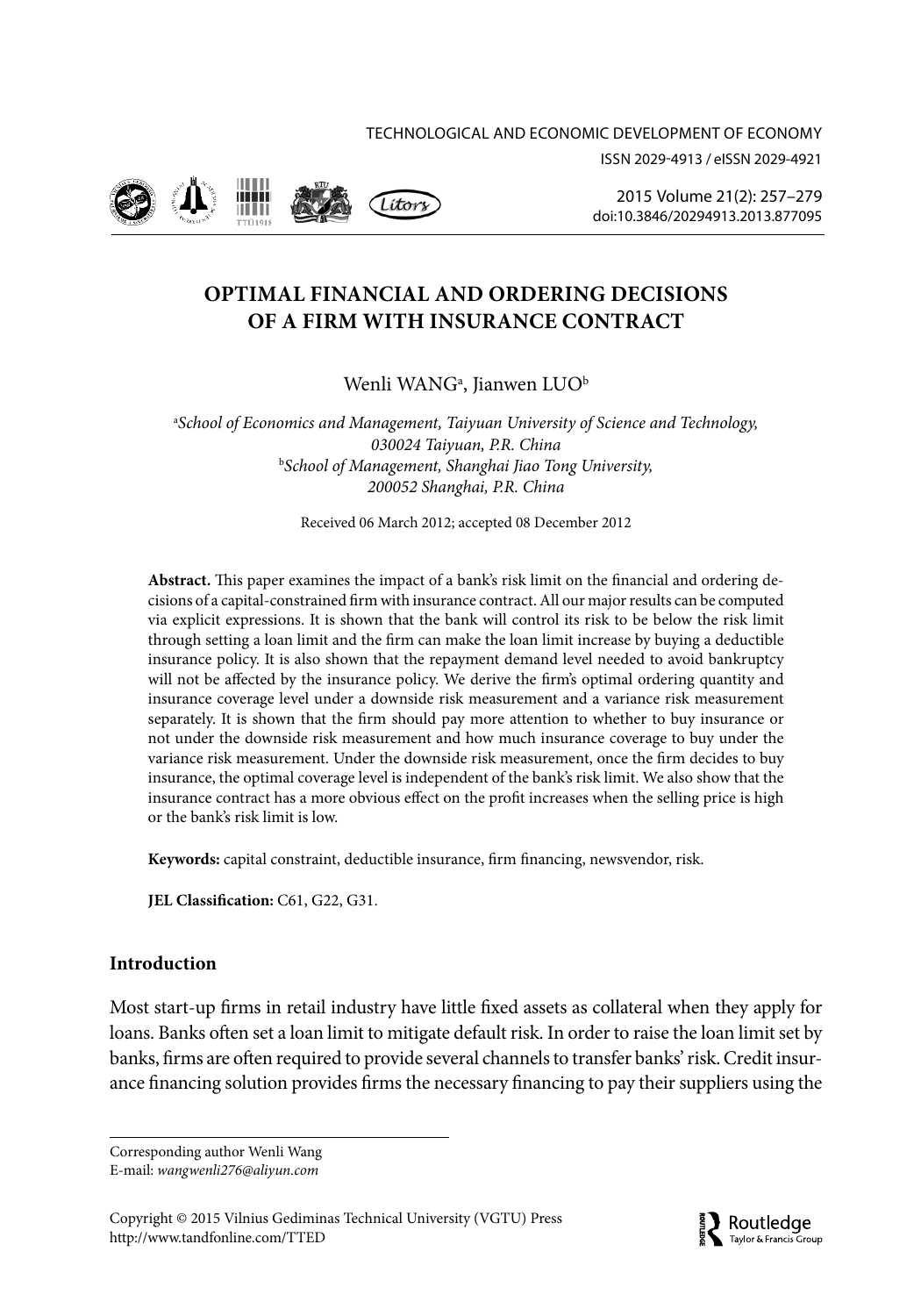# OPTIMAL FINANCIAL AND ORDERING DECISIONS OF A FIRM WITH INSURANCE CONTRACT

Wenli WANG[a], Jianwen LUO[b]

[a]*School of Economics and Management, Taiyuan University of Science and Technology, 030024 Taiyuan, P.R. China*
[b]*School of Management, Shanghai Jiao Tong University, 200052 Shanghai, P.R. China*

Received 06 March 2012; accepted 08 December 2012

**Abstract.** This paper examines the impact of a bank's risk limit on the financial and ordering decisions of a capital-constrained firm with insurance contract. All our major results can be computed via explicit expressions. It is shown that the bank will control its risk to be below the risk limit through setting a loan limit and the firm can make the loan limit increase by buying a deductible insurance policy. It is also shown that the repayment demand level needed to avoid bankruptcy will not be affected by the insurance policy. We derive the firm's optimal ordering quantity and insurance coverage level under a downside risk measurement and a variance risk measurement separately. It is shown that the firm should pay more attention to whether to buy insurance or not under the downside risk measurement and how much insurance coverage to buy under the variance risk measurement. Under the downside risk measurement, once the firm decides to buy insurance, the optimal coverage level is independent of the bank's risk limit. We also show that the insurance contract has a more obvious effect on the profit increases when the selling price is high or the bank's risk limit is low.

**Keywords:** capital constraint, deductible insurance, firm financing, newsvendor, risk.

**JEL Classification:** C61, G22, G31.

## Introduction

Most start-up firms in retail industry have little fixed assets as collateral when they apply for loans. Banks often set a loan limit to mitigate default risk. In order to raise the loan limit set by banks, firms are often required to provide several channels to transfer banks' risk. Credit insurance financing solution provides firms the necessary financing to pay their suppliers using the

Corresponding author Wenli Wang
E-mail: *wangwenli276@aliyun.com*

Copyright © 2015 Vilnius Gediminas Technical University (VGTU) Press
http://www.tandfonline.com/TTED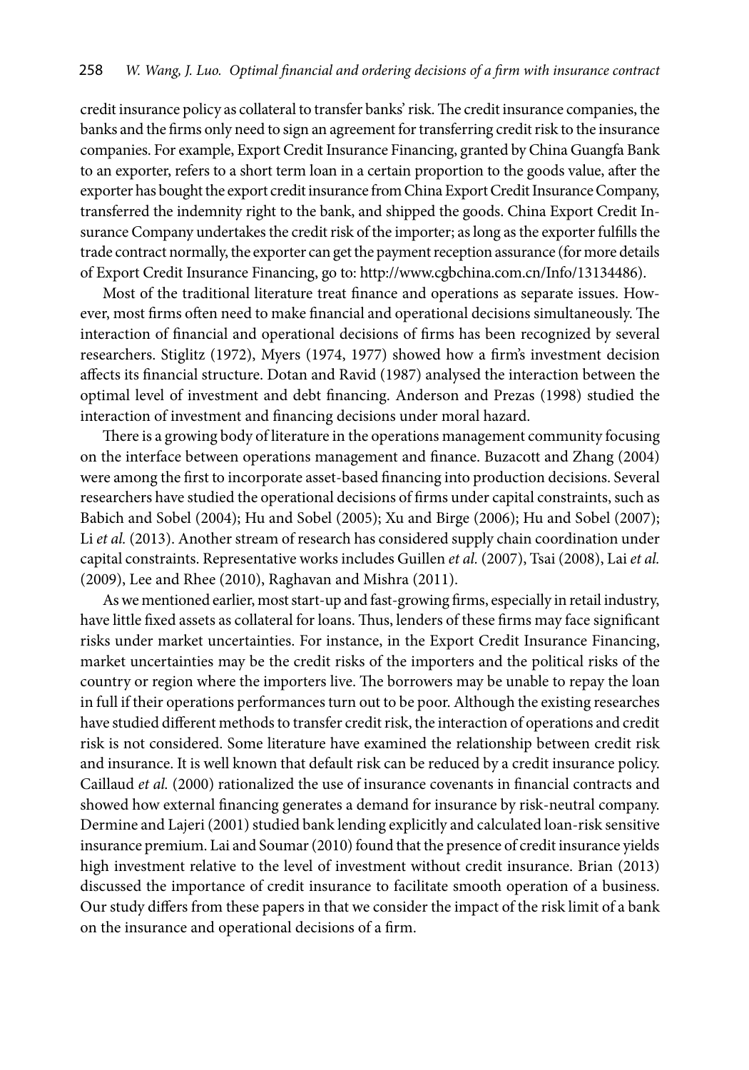credit insurance policy as collateral to transfer banks' risk. The credit insurance companies, the banks and the firms only need to sign an agreement for transferring credit risk to the insurance companies. For example, Export Credit Insurance Financing, granted by China Guangfa Bank to an exporter, refers to a short term loan in a certain proportion to the goods value, after the exporter has bought the export credit insurance from China Export Credit Insurance Company, transferred the indemnity right to the bank, and shipped the goods. China Export Credit Insurance Company undertakes the credit risk of the importer; as long as the exporter fulfills the trade contract normally, the exporter can get the payment reception assurance (for more details of Export Credit Insurance Financing, go to: http://www.cgbchina.com.cn/Info/13134486).

Most of the traditional literature treat finance and operations as separate issues. However, most firms often need to make financial and operational decisions simultaneously. The interaction of financial and operational decisions of firms has been recognized by several researchers. Stiglitz (1972), Myers (1974, 1977) showed how a firm's investment decision affects its financial structure. Dotan and Ravid (1987) analysed the interaction between the optimal level of investment and debt financing. Anderson and Prezas (1998) studied the interaction of investment and financing decisions under moral hazard.

There is a growing body of literature in the operations management community focusing on the interface between operations management and finance. Buzacott and Zhang (2004) were among the first to incorporate asset-based financing into production decisions. Several researchers have studied the operational decisions of firms under capital constraints, such as Babich and Sobel (2004); Hu and Sobel (2005); Xu and Birge (2006); Hu and Sobel (2007); Li *et al.* (2013). Another stream of research has considered supply chain coordination under capital constraints. Representative works includes Guillen *et al.* (2007), Tsai (2008), Lai *et al.* (2009), Lee and Rhee (2010), Raghavan and Mishra (2011).

As we mentioned earlier, most start-up and fast-growing firms, especially in retail industry, have little fixed assets as collateral for loans. Thus, lenders of these firms may face significant risks under market uncertainties. For instance, in the Export Credit Insurance Financing, market uncertainties may be the credit risks of the importers and the political risks of the country or region where the importers live. The borrowers may be unable to repay the loan in full if their operations performances turn out to be poor. Although the existing researches have studied different methods to transfer credit risk, the interaction of operations and credit risk is not considered. Some literature have examined the relationship between credit risk and insurance. It is well known that default risk can be reduced by a credit insurance policy. Caillaud *et al.* (2000) rationalized the use of insurance covenants in financial contracts and showed how external financing generates a demand for insurance by risk-neutral company. Dermine and Lajeri (2001) studied bank lending explicitly and calculated loan-risk sensitive insurance premium. Lai and Soumar (2010) found that the presence of credit insurance yields high investment relative to the level of investment without credit insurance. Brian (2013) discussed the importance of credit insurance to facilitate smooth operation of a business. Our study differs from these papers in that we consider the impact of the risk limit of a bank on the insurance and operational decisions of a firm.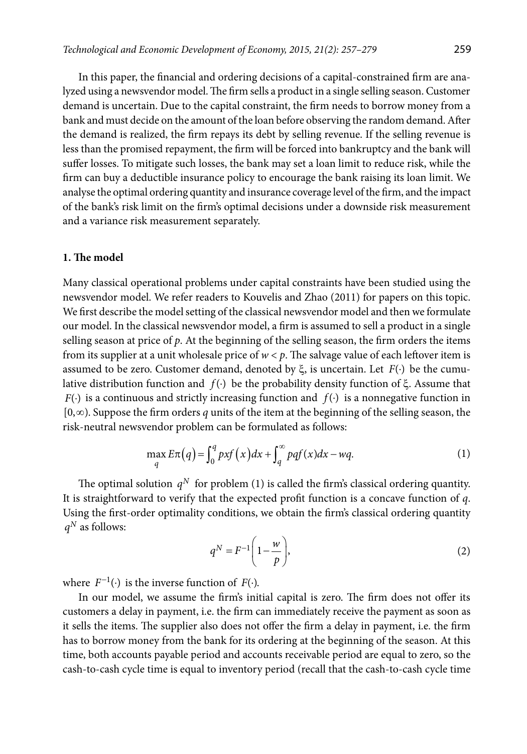In this paper, the financial and ordering decisions of a capital-constrained firm are analyzed using a newsvendor model. The firm sells a product in a single selling season. Customer demand is uncertain. Due to the capital constraint, the firm needs to borrow money from a bank and must decide on the amount of the loan before observing the random demand. After the demand is realized, the firm repays its debt by selling revenue. If the selling revenue is less than the promised repayment, the firm will be forced into bankruptcy and the bank will suffer losses. To mitigate such losses, the bank may set a loan limit to reduce risk, while the firm can buy a deductible insurance policy to encourage the bank raising its loan limit. We analyse the optimal ordering quantity and insurance coverage level of the firm, and the impact of the bank's risk limit on the firm's optimal decisions under a downside risk measurement and a variance risk measurement separately.

## 1. The model

Many classical operational problems under capital constraints have been studied using the newsvendor model. We refer readers to Kouvelis and Zhao (2011) for papers on this topic. We first describe the model setting of the classical newsvendor model and then we formulate our model. In the classical newsvendor model, a firm is assumed to sell a product in a single selling season at price of $p$. At the beginning of the selling season, the firm orders the items from its supplier at a unit wholesale price of $w < p$. The salvage value of each leftover item is assumed to be zero. Customer demand, denoted by $\xi$, is uncertain. Let $F(\cdot)$ be the cumulative distribution function and $f(\cdot)$ be the probability density function of $\xi$. Assume that $F(\cdot)$ is a continuous and strictly increasing function and $f(\cdot)$ is a nonnegative function in $[0,\infty)$. Suppose the firm orders $q$ units of the item at the beginning of the selling season, the risk-neutral newsvendor problem can be formulated as follows:

$$\max_{q} E\pi(q) = \int_0^q pxf(x)dx + \int_q^\infty pqf(x)dx - wq. \tag{1}$$

The optimal solution $q^N$ for problem (1) is called the firm's classical ordering quantity. It is straightforward to verify that the expected profit function is a concave function of $q$. Using the first-order optimality conditions, we obtain the firm's classical ordering quantity $q^N$ as follows:

$$q^N = F^{-1}\left(1 - \frac{w}{p}\right), \tag{2}$$

where $F^{-1}(\cdot)$ is the inverse function of $F(\cdot)$.

In our model, we assume the firm's initial capital is zero. The firm does not offer its customers a delay in payment, i.e. the firm can immediately receive the payment as soon as it sells the items. The supplier also does not offer the firm a delay in payment, i.e. the firm has to borrow money from the bank for its ordering at the beginning of the season. At this time, both accounts payable period and accounts receivable period are equal to zero, so the cash-to-cash cycle time is equal to inventory period (recall that the cash-to-cash cycle time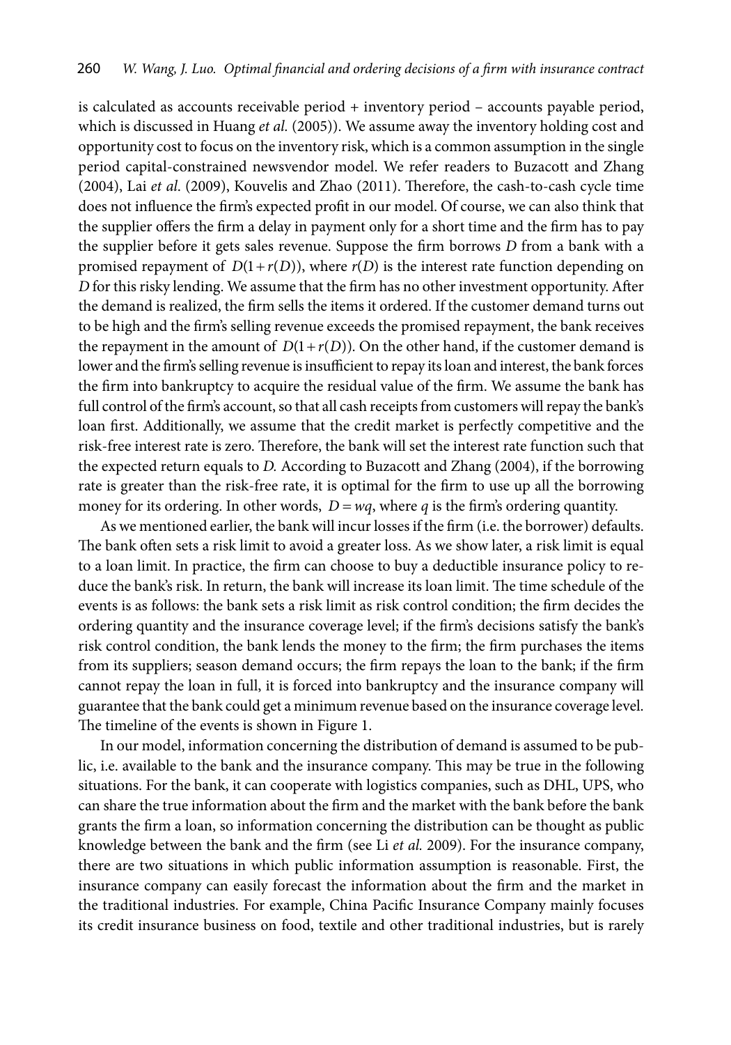is calculated as accounts receivable period + inventory period – accounts payable period, which is discussed in Huang *et al.* (2005)). We assume away the inventory holding cost and opportunity cost to focus on the inventory risk, which is a common assumption in the single period capital-constrained newsvendor model. We refer readers to Buzacott and Zhang (2004), Lai *et al*. (2009), Kouvelis and Zhao (2011). Therefore, the cash-to-cash cycle time does not influence the firm's expected profit in our model. Of course, we can also think that the supplier offers the firm a delay in payment only for a short time and the firm has to pay the supplier before it gets sales revenue. Suppose the firm borrows $D$ from a bank with a promised repayment of $D(1+r(D))$, where $r(D)$ is the interest rate function depending on $D$ for this risky lending. We assume that the firm has no other investment opportunity. After the demand is realized, the firm sells the items it ordered. If the customer demand turns out to be high and the firm's selling revenue exceeds the promised repayment, the bank receives the repayment in the amount of $D(1+r(D))$. On the other hand, if the customer demand is lower and the firm's selling revenue is insufficient to repay its loan and interest, the bank forces the firm into bankruptcy to acquire the residual value of the firm. We assume the bank has full control of the firm's account, so that all cash receipts from customers will repay the bank's loan first. Additionally, we assume that the credit market is perfectly competitive and the risk-free interest rate is zero. Therefore, the bank will set the interest rate function such that the expected return equals to $D$. According to Buzacott and Zhang (2004), if the borrowing rate is greater than the risk-free rate, it is optimal for the firm to use up all the borrowing money for its ordering. In other words, $D = wq$, where $q$ is the firm's ordering quantity.

As we mentioned earlier, the bank will incur losses if the firm (i.e. the borrower) defaults. The bank often sets a risk limit to avoid a greater loss. As we show later, a risk limit is equal to a loan limit. In practice, the firm can choose to buy a deductible insurance policy to reduce the bank's risk. In return, the bank will increase its loan limit. The time schedule of the events is as follows: the bank sets a risk limit as risk control condition; the firm decides the ordering quantity and the insurance coverage level; if the firm's decisions satisfy the bank's risk control condition, the bank lends the money to the firm; the firm purchases the items from its suppliers; season demand occurs; the firm repays the loan to the bank; if the firm cannot repay the loan in full, it is forced into bankruptcy and the insurance company will guarantee that the bank could get a minimum revenue based on the insurance coverage level. The timeline of the events is shown in Figure 1.

In our model, information concerning the distribution of demand is assumed to be public, i.e. available to the bank and the insurance company. This may be true in the following situations. For the bank, it can cooperate with logistics companies, such as DHL, UPS, who can share the true information about the firm and the market with the bank before the bank grants the firm a loan, so information concerning the distribution can be thought as public knowledge between the bank and the firm (see Li *et al.* 2009). For the insurance company, there are two situations in which public information assumption is reasonable. First, the insurance company can easily forecast the information about the firm and the market in the traditional industries. For example, China Pacific Insurance Company mainly focuses its credit insurance business on food, textile and other traditional industries, but is rarely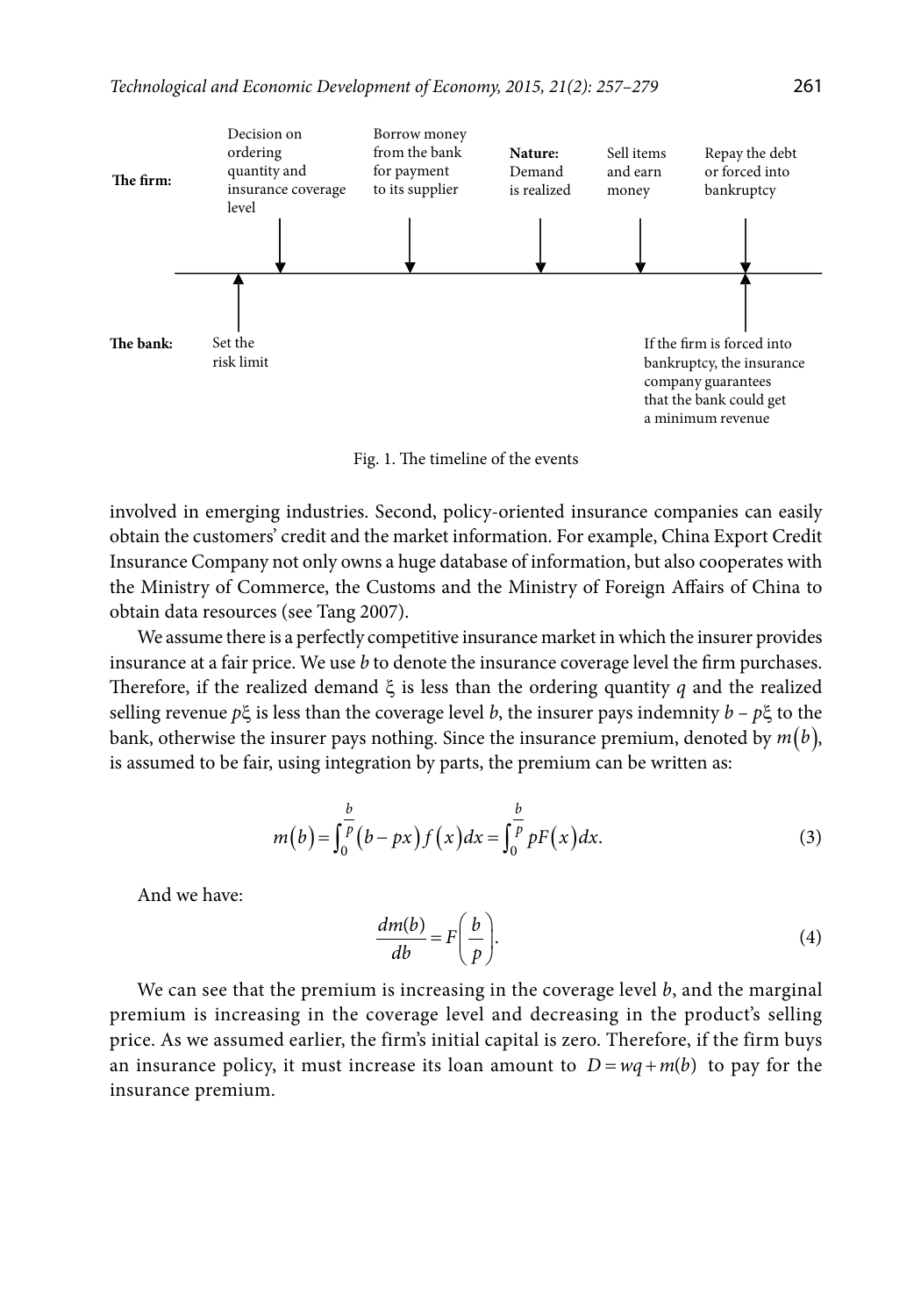**The firm:**

- Decision on ordering quantity and insurance coverage level
- Borrow money from the bank for payment to its supplier
- **Nature:** Demand is realized
- Sell items and earn money
- Repay the debt or forced into bankruptcy

**The bank:**

- Set the risk limit
- If the firm is forced into bankruptcy, the insurance company guarantees that the bank could get a minimum revenue

Fig. 1. The timeline of the events

involved in emerging industries. Second, policy-oriented insurance companies can easily obtain the customers' credit and the market information. For example, China Export Credit Insurance Company not only owns a huge database of information, but also cooperates with the Ministry of Commerce, the Customs and the Ministry of Foreign Affairs of China to obtain data resources (see Tang 2007).

We assume there is a perfectly competitive insurance market in which the insurer provides insurance at a fair price. We use $b$ to denote the insurance coverage level the firm purchases. Therefore, if the realized demand $\xi$ is less than the ordering quantity $q$ and the realized selling revenue $p\xi$ is less than the coverage level $b$, the insurer pays indemnity $b - p\xi$ to the bank, otherwise the insurer pays nothing. Since the insurance premium, denoted by $m(b)$, is assumed to be fair, using integration by parts, the premium can be written as:

$$m(b) = \int_0^{\frac{b}{p}} (b - px) f(x) dx = \int_0^{\frac{b}{p}} pF(x) dx. \tag{3}$$

And we have:

$$\frac{dm(b)}{db} = F\left(\frac{b}{p}\right). \tag{4}$$

We can see that the premium is increasing in the coverage level $b$, and the marginal premium is increasing in the coverage level and decreasing in the product's selling price. As we assumed earlier, the firm's initial capital is zero. Therefore, if the firm buys an insurance policy, it must increase its loan amount to $D = wq + m(b)$ to pay for the insurance premium.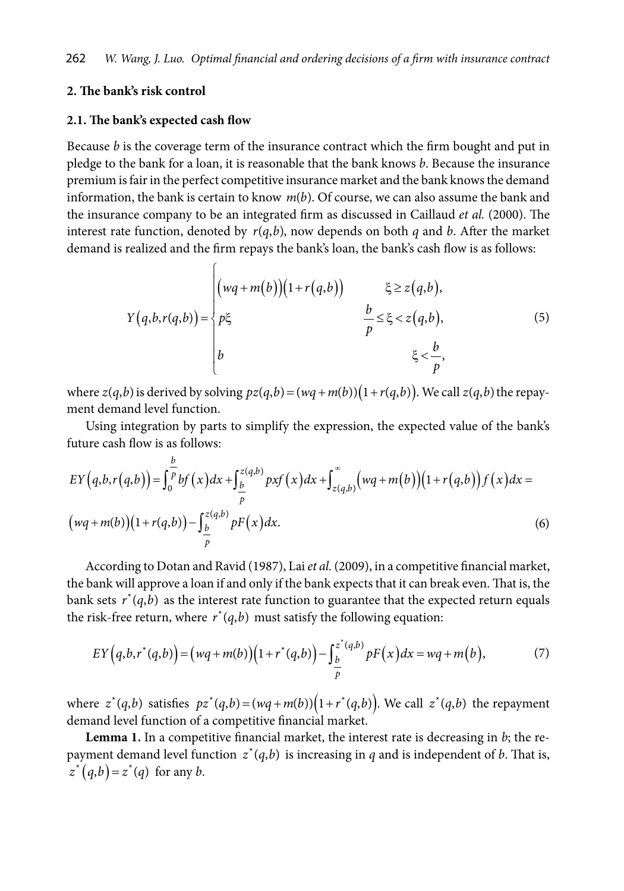## 2. The bank's risk control

### 2.1. The bank's expected cash flow

Because $b$ is the coverage term of the insurance contract which the firm bought and put in pledge to the bank for a loan, it is reasonable that the bank knows $b$. Because the insurance premium is fair in the perfect competitive insurance market and the bank knows the demand information, the bank is certain to know $m(b)$. Of course, we can also assume the bank and the insurance company to be an integrated firm as discussed in Caillaud *et al.* (2000). The interest rate function, denoted by $r(q,b)$, now depends on both $q$ and $b$. After the market demand is realized and the firm repays the bank's loan, the bank's cash flow is as follows:

$$Y\big(q,b,r(q,b)\big)=\begin{cases}\big(wq+m(b)\big)\big(1+r(q,b)\big) & \xi\geq z(q,b),\\ p\xi & \dfrac{b}{p}\leq\xi<z(q,b),\\ b & \xi<\dfrac{b}{p},\end{cases}\tag{5}$$

where $z(q,b)$ is derived by solving $pz(q,b)=(wq+m(b))\big(1+r(q,b)\big)$. We call $z(q,b)$ the repayment demand level function.

Using integration by parts to simplify the expression, the expected value of the bank's future cash flow is as follows:

$$EY\big(q,b,r(q,b)\big)=\int_0^{\frac{b}{p}}bf(x)dx+\int_{\frac{b}{p}}^{z(q,b)}pxf(x)dx+\int_{z(q,b)}^{\infty}\big(wq+m(b)\big)\big(1+r(q,b)\big)f(x)dx=$$
$$\big(wq+m(b)\big)\big(1+r(q,b)\big)-\int_{\frac{b}{p}}^{z(q,b)}pF(x)dx.\tag{6}$$

According to Dotan and Ravid (1987), Lai *et al.* (2009), in a competitive financial market, the bank will approve a loan if and only if the bank expects that it can break even. That is, the bank sets $r^*(q,b)$ as the interest rate function to guarantee that the expected return equals the risk-free return, where $r^*(q,b)$ must satisfy the following equation:

$$EY\big(q,b,r^*(q,b)\big)=\big(wq+m(b)\big)\big(1+r^*(q,b)\big)-\int_{\frac{b}{p}}^{z^*(q,b)}pF(x)dx=wq+m(b),\tag{7}$$

where $z^*(q,b)$ satisfies $pz^*(q,b)=(wq+m(b))\big(1+r^*(q,b)\big)$. We call $z^*(q,b)$ the repayment demand level function of a competitive financial market.

**Lemma 1.** In a competitive financial market, the interest rate is decreasing in $b$; the repayment demand level function $z^*(q,b)$ is increasing in $q$ and is independent of $b$. That is, $z^*(q,b)=z^*(q)$ for any $b$.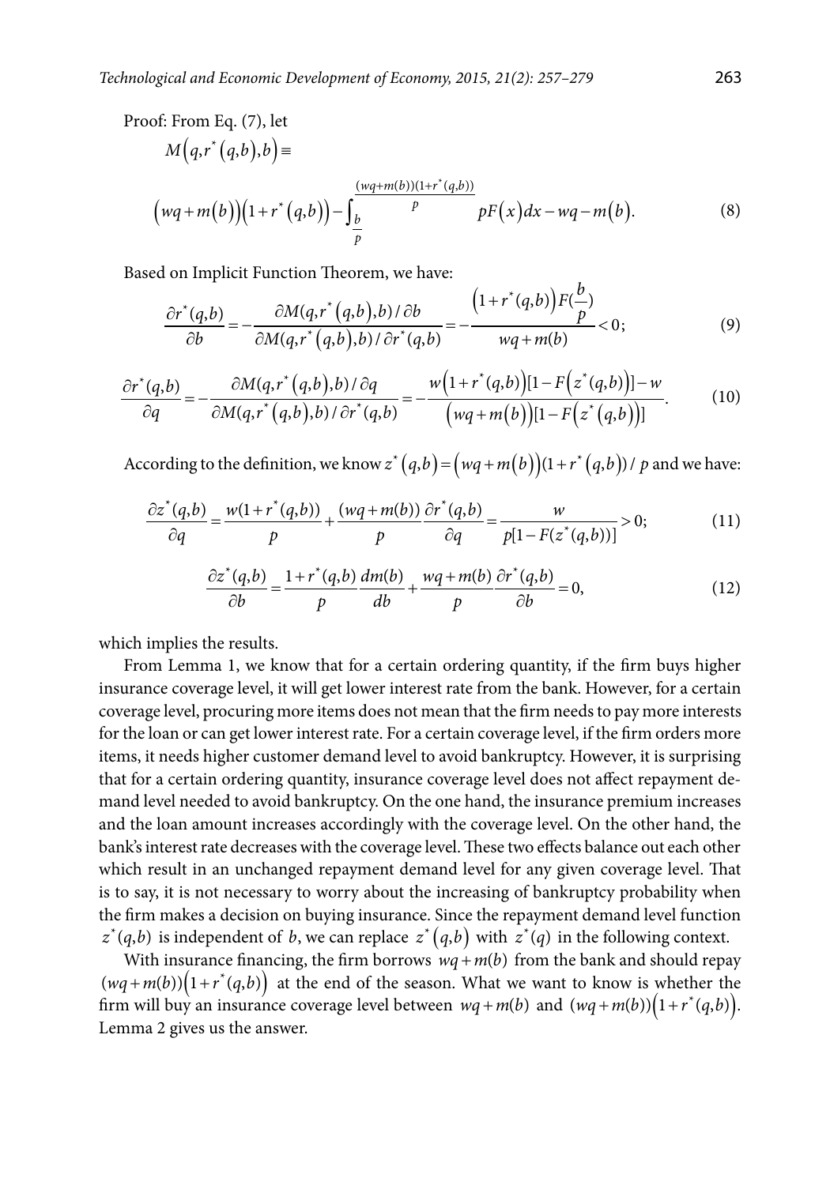Proof: From Eq. (7), let

$$M\left(q,r^*\left(q,b\right),b\right) \equiv$$

$$\left(wq+m\left(b\right)\right)\left(1+r^*\left(q,b\right)\right)-\int_{\frac{b}{p}}^{\frac{(wq+m(b))(1+r^*(q,b))}{p}} pF\left(x\right)dx - wq - m\left(b\right). \tag{8}$$

Based on Implicit Function Theorem, we have:

$$\frac{\partial r^*(q,b)}{\partial b} = -\frac{\partial M(q,r^*\left(q,b\right),b)/\partial b}{\partial M(q,r^*\left(q,b\right),b)/\partial r^*(q,b)} = -\frac{\left(1+r^*(q,b)\right)F(\frac{b}{p})}{wq+m(b)} < 0; \tag{9}$$

$$\frac{\partial r^*(q,b)}{\partial q} = -\frac{\partial M(q,r^*\left(q,b\right),b)/\partial q}{\partial M(q,r^*\left(q,b\right),b)/\partial r^*(q,b)} = -\frac{w\left(1+r^*(q,b)\right)[1-F\left(z^*(q,b)\right)]-w}{\left(wq+m\left(b\right)\right)[1-F\left(z^*\left(q,b\right)\right)]}. \tag{10}$$

According to the definition, we know $z^*\left(q,b\right)=\left(wq+m\left(b\right)\right)(1+r^*\left(q,b\right))/p$ and we have:

$$\frac{\partial z^*(q,b)}{\partial q} = \frac{w(1+r^*(q,b))}{p} + \frac{(wq+m(b))}{p}\frac{\partial r^*(q,b)}{\partial q} = \frac{w}{p[1-F(z^*(q,b))]} > 0; \tag{11}$$

$$\frac{\partial z^*(q,b)}{\partial b} = \frac{1+r^*(q,b)}{p}\frac{dm(b)}{db} + \frac{wq+m(b)}{p}\frac{\partial r^*(q,b)}{\partial b} = 0, \tag{12}$$

which implies the results.

From Lemma 1, we know that for a certain ordering quantity, if the firm buys higher insurance coverage level, it will get lower interest rate from the bank. However, for a certain coverage level, procuring more items does not mean that the firm needs to pay more interests for the loan or can get lower interest rate. For a certain coverage level, if the firm orders more items, it needs higher customer demand level to avoid bankruptcy. However, it is surprising that for a certain ordering quantity, insurance coverage level does not affect repayment demand level needed to avoid bankruptcy. On the one hand, the insurance premium increases and the loan amount increases accordingly with the coverage level. On the other hand, the bank's interest rate decreases with the coverage level. These two effects balance out each other which result in an unchanged repayment demand level for any given coverage level. That is to say, it is not necessary to worry about the increasing of bankruptcy probability when the firm makes a decision on buying insurance. Since the repayment demand level function $z^*(q,b)$ is independent of $b$, we can replace $z^*\left(q,b\right)$ with $z^*(q)$ in the following context.

With insurance financing, the firm borrows $wq+m(b)$ from the bank and should repay $(wq+m(b))\left(1+r^*(q,b)\right)$ at the end of the season. What we want to know is whether the firm will buy an insurance coverage level between $wq+m(b)$ and $(wq+m(b))\left(1+r^*(q,b)\right)$. Lemma 2 gives us the answer.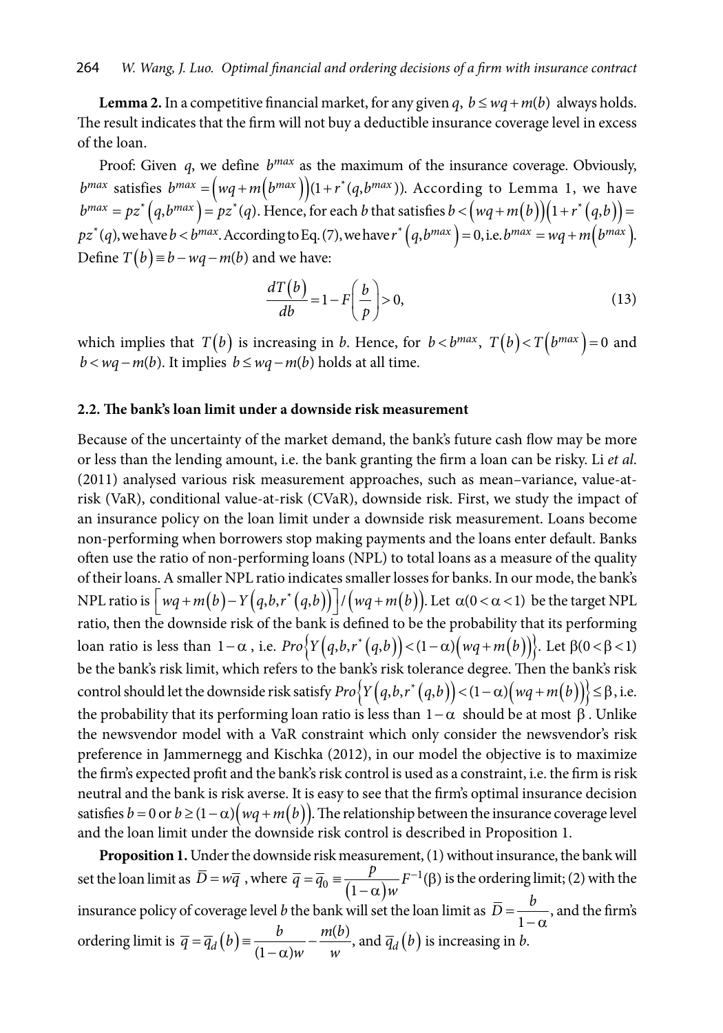**Lemma 2.** In a competitive financial market, for any given $q$, $b \le wq + m(b)$ always holds. The result indicates that the firm will not buy a deductible insurance coverage level in excess of the loan.

Proof: Given $q$, we define $b^{max}$ as the maximum of the insurance coverage. Obviously, $b^{max}$ satisfies $b^{max} = \left(wq + m\left(b^{max}\right)\right)\left(1 + r^*\left(q, b^{max}\right)\right)$. According to Lemma 1, we have $b^{max} = pz^*\left(q, b^{max}\right) = pz^*(q)$. Hence, for each $b$ that satisfies $b < \left(wq + m(b)\right)\left(1 + r^*\left(q, b\right)\right) = pz^*(q)$, we have $b < b^{max}$. According to Eq. (7), we have $r^*\left(q, b^{max}\right) = 0$, i.e. $b^{max} = wq + m\left(b^{max}\right)$. Define $T(b) \equiv b - wq - m(b)$ and we have:

$$\frac{dT(b)}{db} = 1 - F\left(\frac{b}{p}\right) > 0, \tag{13}$$

which implies that $T(b)$ is increasing in $b$. Hence, for $b < b^{max}$, $T(b) < T\left(b^{max}\right) = 0$ and $b < wq - m(b)$. It implies $b \le wq - m(b)$ holds at all time.

### 2.2. The bank's loan limit under a downside risk measurement

Because of the uncertainty of the market demand, the bank's future cash flow may be more or less than the lending amount, i.e. the bank granting the firm a loan can be risky. Li *et al.* (2011) analysed various risk measurement approaches, such as mean–variance, value-at-risk (VaR), conditional value-at-risk (CVaR), downside risk. First, we study the impact of an insurance policy on the loan limit under a downside risk measurement. Loans become non-performing when borrowers stop making payments and the loans enter default. Banks often use the ratio of non-performing loans (NPL) to total loans as a measure of the quality of their loans. A smaller NPL ratio indicates smaller losses for banks. In our mode, the bank's NPL ratio is $\left[wq + m(b) - Y\left(q, b, r^*\left(q, b\right)\right)\right] / \left(wq + m(b)\right)$. Let $\alpha (0 < \alpha < 1)$ be the target NPL ratio, then the downside risk of the bank is defined to be the probability that its performing loan ratio is less than $1 - \alpha$, i.e. $Pro\left\{Y\left(q, b, r^*\left(q, b\right)\right) < (1 - \alpha)\left(wq + m(b)\right)\right\}$. Let $\beta (0 < \beta < 1)$ be the bank's risk limit, which refers to the bank's risk tolerance degree. Then the bank's risk control should let the downside risk satisfy $Pro\left\{Y\left(q, b, r^*\left(q, b\right)\right) < (1 - \alpha)\left(wq + m(b)\right)\right\} \le \beta$, i.e. the probability that its performing loan ratio is less than $1 - \alpha$ should be at most $\beta$. Unlike the newsvendor model with a VaR constraint which only consider the newsvendor's risk preference in Jammernegg and Kischka (2012), in our model the objective is to maximize the firm's expected profit and the bank's risk control is used as a constraint, i.e. the firm is risk neutral and the bank is risk averse. It is easy to see that the firm's optimal insurance decision satisfies $b = 0$ or $b \ge (1 - \alpha)\left(wq + m(b)\right)$. The relationship between the insurance coverage level and the loan limit under the downside risk control is described in Proposition 1.

**Proposition 1.** Under the downside risk measurement, (1) without insurance, the bank will set the loan limit as $\bar{D} = w\bar{q}$, where $\bar{q} = \bar{q}_0 \equiv \frac{p}{(1 - \alpha)w} F^{-1}(\beta)$ is the ordering limit; (2) with the insurance policy of coverage level $b$ the bank will set the loan limit as $\bar{D} = \frac{b}{1 - \alpha}$, and the firm's ordering limit is $\bar{q} = \bar{q}_d(b) \equiv \frac{b}{(1 - \alpha)w} - \frac{m(b)}{w}$, and $\bar{q}_d(b)$ is increasing in $b$.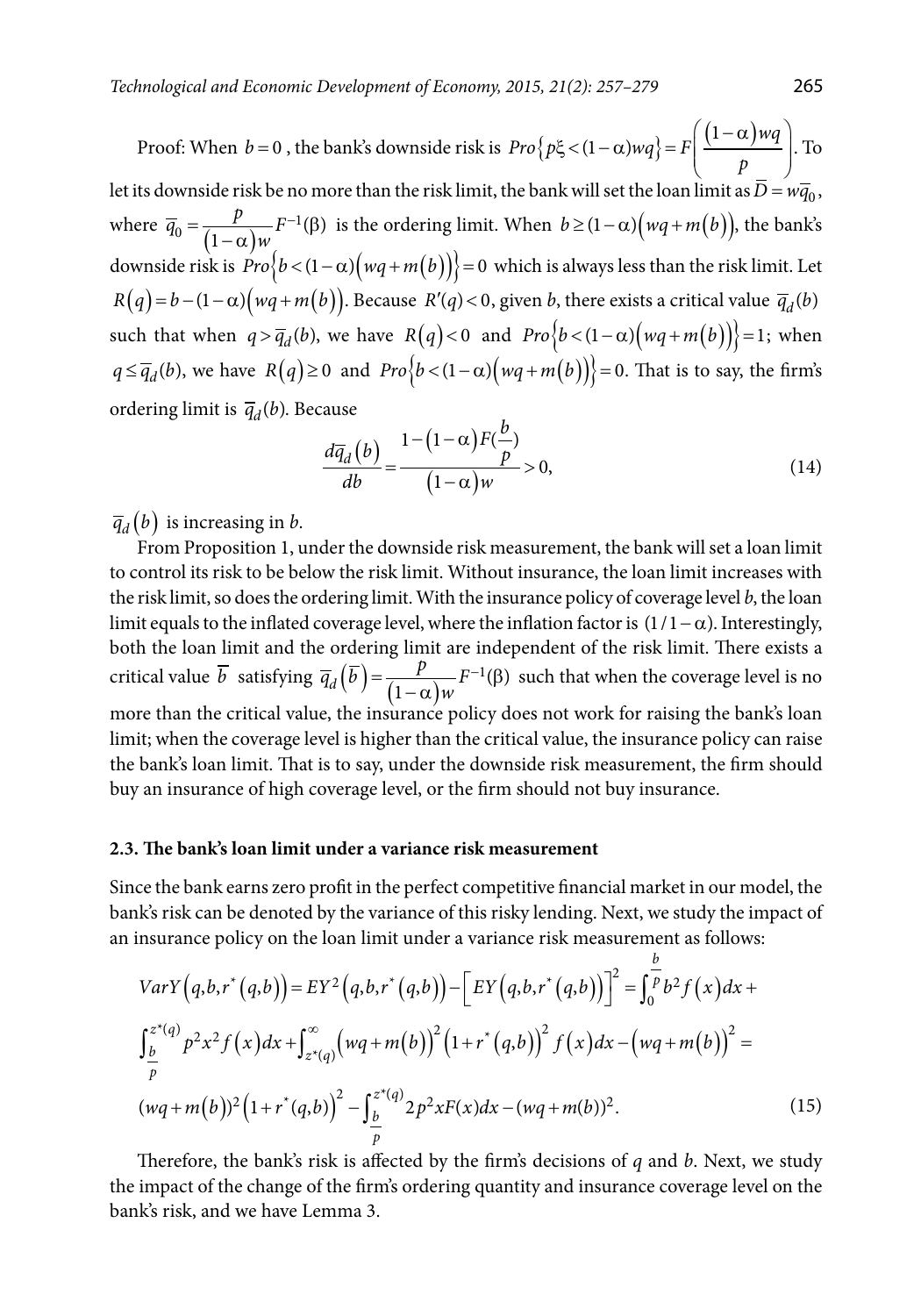Proof: When $b = 0$, the bank's downside risk is $Pro\{p\xi < (1-\alpha)wq\} = F\left(\frac{(1-\alpha)wq}{p}\right)$. To let its downside risk be no more than the risk limit, the bank will set the loan limit as $\overline{D} = w\overline{q}_0$, where $\overline{q}_0 = \frac{p}{(1-\alpha)w}F^{-1}(\beta)$ is the ordering limit. When $b \geq (1-\alpha)(wq + m(b))$, the bank's downside risk is $Pro\{b < (1-\alpha)(wq + m(b))\} = 0$ which is always less than the risk limit. Let $R(q) = b - (1-\alpha)(wq + m(b))$. Because $R'(q) < 0$, given $b$, there exists a critical value $\overline{q}_d(b)$ such that when $q > \overline{q}_d(b)$, we have $R(q) < 0$ and $Pro\{b < (1-\alpha)(wq + m(b))\} = 1$; when $q \leq \overline{q}_d(b)$, we have $R(q) \geq 0$ and $Pro\{b < (1-\alpha)(wq + m(b))\} = 0$. That is to say, the firm's ordering limit is $\overline{q}_d(b)$. Because

$$\frac{d\overline{q}_d(b)}{db} = \frac{1 - (1-\alpha)F(\frac{b}{p})}{(1-\alpha)w} > 0, \tag{14}$$

$\overline{q}_d(b)$ is increasing in $b$.

From Proposition 1, under the downside risk measurement, the bank will set a loan limit to control its risk to be below the risk limit. Without insurance, the loan limit increases with the risk limit, so does the ordering limit. With the insurance policy of coverage level $b$, the loan limit equals to the inflated coverage level, where the inflation factor is $(1/1-\alpha)$. Interestingly, both the loan limit and the ordering limit are independent of the risk limit. There exists a critical value $\overline{b}$ satisfying $\overline{q}_d(\overline{b}) = \frac{p}{(1-\alpha)w}F^{-1}(\beta)$ such that when the coverage level is no more than the critical value, the insurance policy does not work for raising the bank's loan limit; when the coverage level is higher than the critical value, the insurance policy can raise the bank's loan limit. That is to say, under the downside risk measurement, the firm should buy an insurance of high coverage level, or the firm should not buy insurance.

### 2.3. The bank's loan limit under a variance risk measurement

Since the bank earns zero profit in the perfect competitive financial market in our model, the bank's risk can be denoted by the variance of this risky lending. Next, we study the impact of an insurance policy on the loan limit under a variance risk measurement as follows:

$$\begin{aligned} VarY(q,b,r^*(q,b)) &= EY^2(q,b,r^*(q,b)) - \left[EY(q,b,r^*(q,b))\right]^2 = \int_0^{\frac{b}{p}} b^2 f(x)dx + \\ &\int_{\frac{b}{p}}^{z^*(q)} p^2x^2 f(x)dx + \int_{z^*(q)}^{\infty} (wq + m(b))^2 (1 + r^*(q,b))^2 f(x)dx - (wq + m(b))^2 = \\ &(wq + m(b))^2 (1 + r^*(q,b))^2 - \int_{\frac{b}{p}}^{z^*(q)} 2p^2 xF(x)dx - (wq + m(b))^2. \end{aligned} \tag{15}$$

Therefore, the bank's risk is affected by the firm's decisions of $q$ and $b$. Next, we study the impact of the change of the firm's ordering quantity and insurance coverage level on the bank's risk, and we have Lemma 3.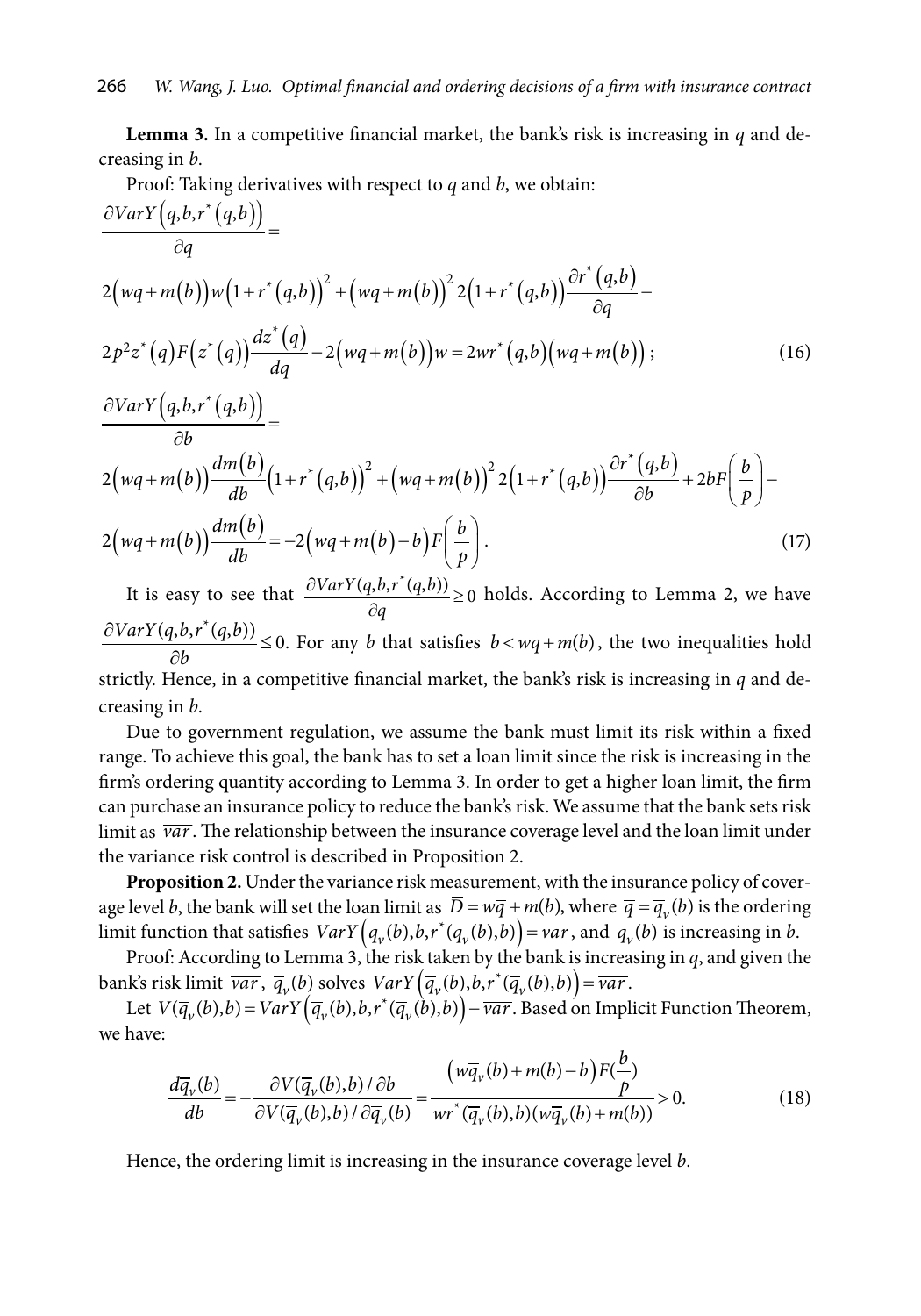**Lemma 3.** In a competitive financial market, the bank's risk is increasing in $q$ and decreasing in $b$.

Proof: Taking derivatives with respect to $q$ and $b$, we obtain:

$$\frac{\partial VarY\left(q,b,r^*\left(q,b\right)\right)}{\partial q}=$$

$$2\left(wq+m\left(b\right)\right)w\left(1+r^*\left(q,b\right)\right)^2+\left(wq+m\left(b\right)\right)^2 2\left(1+r^*\left(q,b\right)\right)\frac{\partial r^*\left(q,b\right)}{\partial q}-$$

$$2p^2 z^*\left(q\right)F\left(z^*\left(q\right)\right)\frac{dz^*\left(q\right)}{dq}-2\left(wq+m\left(b\right)\right)w=2wr^*\left(q,b\right)\left(wq+m\left(b\right)\right); \tag{16}$$

$$\frac{\partial VarY\left(q,b,r^*\left(q,b\right)\right)}{\partial b}=$$

$$2\left(wq+m\left(b\right)\right)\frac{dm\left(b\right)}{db}\left(1+r^*\left(q,b\right)\right)^2+\left(wq+m\left(b\right)\right)^2 2\left(1+r^*\left(q,b\right)\right)\frac{\partial r^*\left(q,b\right)}{\partial b}+2bF\left(\frac{b}{p}\right)-$$

$$2\left(wq+m\left(b\right)\right)\frac{dm\left(b\right)}{db}=-2\left(wq+m\left(b\right)-b\right)F\left(\frac{b}{p}\right). \tag{17}$$

It is easy to see that $\frac{\partial VarY(q,b,r^*(q,b))}{\partial q}\geq 0$ holds. According to Lemma 2, we have $\frac{\partial VarY(q,b,r^*(q,b))}{\partial b}\leq 0$. For any $b$ that satisfies $b<wq+m(b)$, the two inequalities hold strictly. Hence, in a competitive financial market, the bank's risk is increasing in $q$ and decreasing in $b$.

Due to government regulation, we assume the bank must limit its risk within a fixed range. To achieve this goal, the bank has to set a loan limit since the risk is increasing in the firm's ordering quantity according to Lemma 3. In order to get a higher loan limit, the firm can purchase an insurance policy to reduce the bank's risk. We assume that the bank sets risk limit as $\overline{var}$. The relationship between the insurance coverage level and the loan limit under the variance risk control is described in Proposition 2.

**Proposition 2.** Under the variance risk measurement, with the insurance policy of coverage level $b$, the bank will set the loan limit as $\overline{D}=w\overline{q}+m(b)$, where $\overline{q}=\overline{q}_v(b)$ is the ordering limit function that satisfies $VarY\left(\overline{q}_v(b),b,r^*(\overline{q}_v(b),b)\right)=\overline{var}$, and $\overline{q}_v(b)$ is increasing in $b$.

Proof: According to Lemma 3, the risk taken by the bank is increasing in $q$, and given the bank's risk limit $\overline{var}$, $\overline{q}_v(b)$ solves $VarY\left(\overline{q}_v(b),b,r^*(\overline{q}_v(b),b)\right)=\overline{var}$.

Let $V(\overline{q}_v(b),b)=VarY\left(\overline{q}_v(b),b,r^*(\overline{q}_v(b),b)\right)-\overline{var}$. Based on Implicit Function Theorem, we have:

$$\frac{d\overline{q}_v(b)}{db}=-\frac{\partial V(\overline{q}_v(b),b)/\partial b}{\partial V(\overline{q}_v(b),b)/\partial \overline{q}_v(b)}=\frac{\left(w\overline{q}_v(b)+m(b)-b\right)F(\frac{b}{p})}{wr^*(\overline{q}_v(b),b)(w\overline{q}_v(b)+m(b))}>0. \tag{18}$$

Hence, the ordering limit is increasing in the insurance coverage level $b$.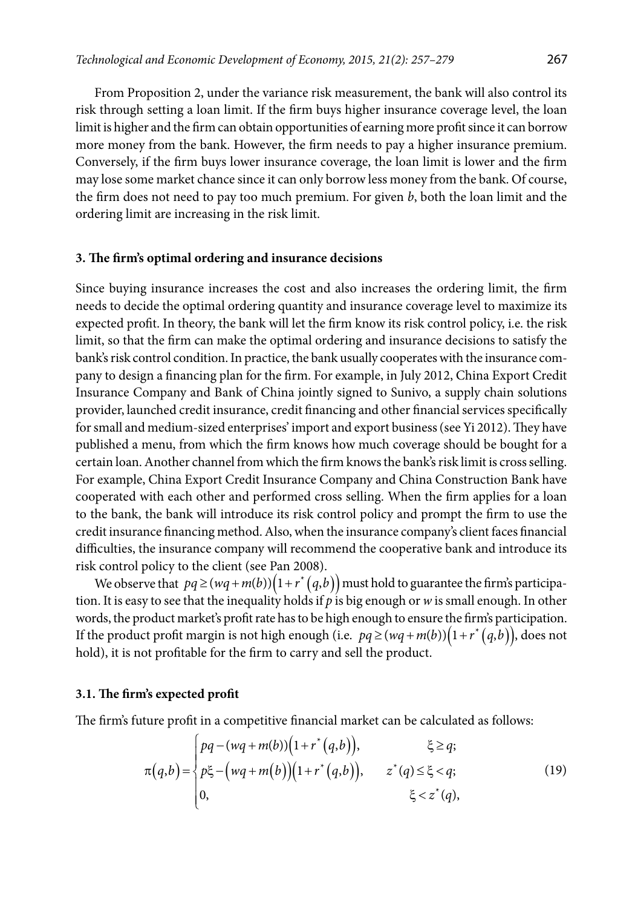From Proposition 2, under the variance risk measurement, the bank will also control its risk through setting a loan limit. If the firm buys higher insurance coverage level, the loan limit is higher and the firm can obtain opportunities of earning more profit since it can borrow more money from the bank. However, the firm needs to pay a higher insurance premium. Conversely, if the firm buys lower insurance coverage, the loan limit is lower and the firm may lose some market chance since it can only borrow less money from the bank. Of course, the firm does not need to pay too much premium. For given $b$, both the loan limit and the ordering limit are increasing in the risk limit.

## 3. The firm's optimal ordering and insurance decisions

Since buying insurance increases the cost and also increases the ordering limit, the firm needs to decide the optimal ordering quantity and insurance coverage level to maximize its expected profit. In theory, the bank will let the firm know its risk control policy, i.e. the risk limit, so that the firm can make the optimal ordering and insurance decisions to satisfy the bank's risk control condition. In practice, the bank usually cooperates with the insurance company to design a financing plan for the firm. For example, in July 2012, China Export Credit Insurance Company and Bank of China jointly signed to Sunivo, a supply chain solutions provider, launched credit insurance, credit financing and other financial services specifically for small and medium-sized enterprises' import and export business (see Yi 2012). They have published a menu, from which the firm knows how much coverage should be bought for a certain loan. Another channel from which the firm knows the bank's risk limit is cross selling. For example, China Export Credit Insurance Company and China Construction Bank have cooperated with each other and performed cross selling. When the firm applies for a loan to the bank, the bank will introduce its risk control policy and prompt the firm to use the credit insurance financing method. Also, when the insurance company's client faces financial difficulties, the insurance company will recommend the cooperative bank and introduce its risk control policy to the client (see Pan 2008).

We observe that $pq \geq (wq + m(b))\left(1 + r^*\left(q,b\right)\right)$ must hold to guarantee the firm's participation. It is easy to see that the inequality holds if $p$ is big enough or $w$ is small enough. In other words, the product market's profit rate has to be high enough to ensure the firm's participation. If the product profit margin is not high enough (i.e. $pq \geq (wq + m(b))\left(1 + r^*\left(q,b\right)\right)$, does not hold), it is not profitable for the firm to carry and sell the product.

### 3.1. The firm's expected profit

The firm's future profit in a competitive financial market can be calculated as follows:

$$\pi\left(q,b\right) = \begin{cases} pq - (wq + m(b))\left(1 + r^*\left(q,b\right)\right), & \xi \geq q; \\ p\xi - \left(wq + m\left(b\right)\right)\left(1 + r^*\left(q,b\right)\right), & z^*(q) \leq \xi < q; \\ 0, & \xi < z^*(q), \end{cases} \tag{19}$$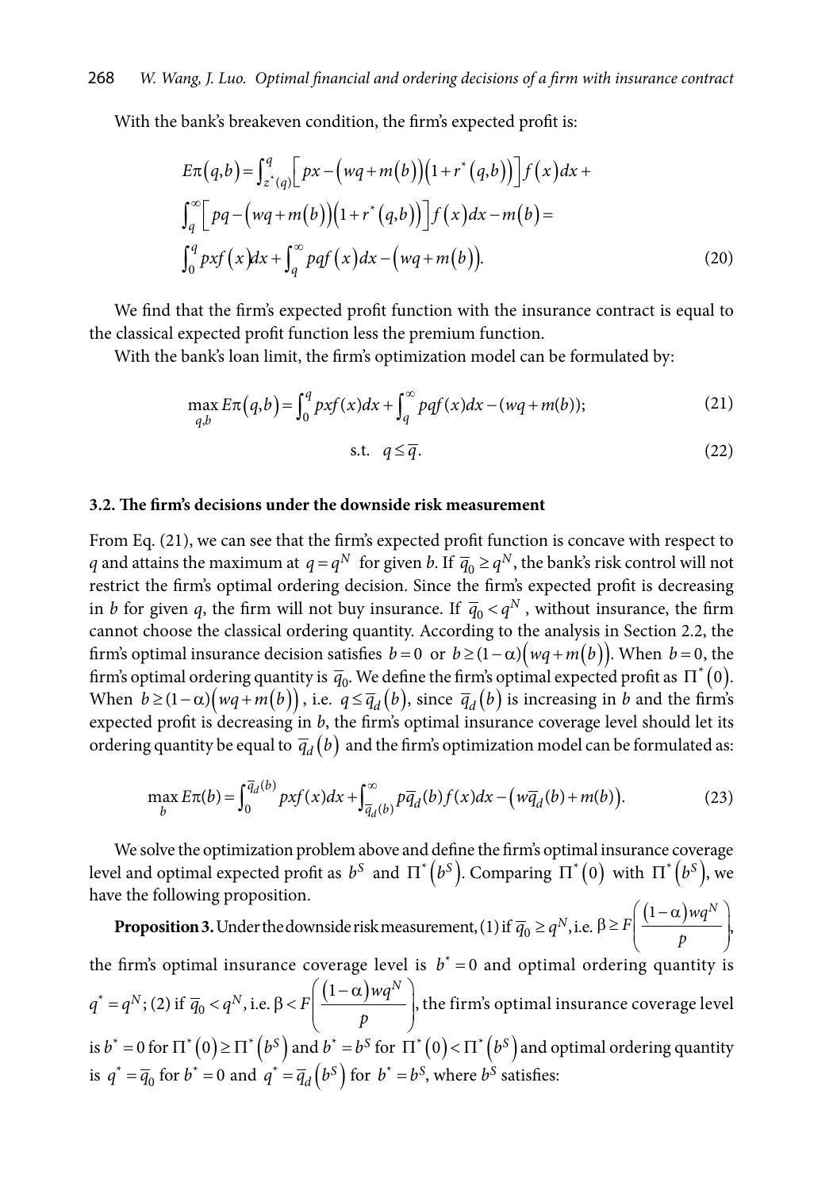With the bank's breakeven condition, the firm's expected profit is:

$$E\pi(q,b) = \int_{z^*(q)}^{q} \left[ px - (wq + m(b))(1 + r^*(q,b)) \right] f(x) dx + \int_{q}^{\infty} \left[ pq - (wq + m(b))(1 + r^*(q,b)) \right] f(x) dx - m(b) = \int_0^q pxf(x) dx + \int_q^{\infty} pqf(x) dx - (wq + m(b)). \tag{20}$$

We find that the firm's expected profit function with the insurance contract is equal to the classical expected profit function less the premium function.

With the bank's loan limit, the firm's optimization model can be formulated by:

$$\max_{q,b} E\pi(q,b) = \int_0^q pxf(x)dx + \int_q^{\infty} pqf(x)dx - (wq + m(b)); \tag{21}$$

$$\text{s.t.} \quad q \le \bar{q}. \tag{22}$$

### 3.2. The firm's decisions under the downside risk measurement

From Eq. (21), we can see that the firm's expected profit function is concave with respect to $q$ and attains the maximum at $q = q^N$ for given $b$. If $\bar{q}_0 \ge q^N$, the bank's risk control will not restrict the firm's optimal ordering decision. Since the firm's expected profit is decreasing in $b$ for given $q$, the firm will not buy insurance. If $\bar{q}_0 < q^N$, without insurance, the firm cannot choose the classical ordering quantity. According to the analysis in Section 2.2, the firm's optimal insurance decision satisfies $b = 0$ or $b \ge (1-\alpha)(wq + m(b))$. When $b = 0$, the firm's optimal ordering quantity is $\bar{q}_0$. We define the firm's optimal expected profit as $\Pi^*(0)$. When $b \ge (1-\alpha)(wq + m(b))$, i.e. $q \le \bar{q}_d(b)$, since $\bar{q}_d(b)$ is increasing in $b$ and the firm's expected profit is decreasing in $b$, the firm's optimal insurance coverage level should let its ordering quantity be equal to $\bar{q}_d(b)$ and the firm's optimization model can be formulated as:

$$\max_b E\pi(b) = \int_0^{\bar{q}_d(b)} pxf(x)dx + \int_{\bar{q}_d(b)}^{\infty} p\bar{q}_d(b)f(x)dx - \left(w\bar{q}_d(b) + m(b)\right). \tag{23}$$

We solve the optimization problem above and define the firm's optimal insurance coverage level and optimal expected profit as $b^S$ and $\Pi^*(b^S)$. Comparing $\Pi^*(0)$ with $\Pi^*(b^S)$, we have the following proposition.

**Proposition 3.** Under the downside risk measurement, (1) if $\bar{q}_0 \ge q^N$, i.e. $\beta \ge F\left(\frac{(1-\alpha)wq^N}{p}\right)$, the firm's optimal insurance coverage level is $b^* = 0$ and optimal ordering quantity is $q^* = q^N$; (2) if $\bar{q}_0 < q^N$, i.e. $\beta < F\left(\frac{(1-\alpha)wq^N}{p}\right)$, the firm's optimal insurance coverage level is $b^* = 0$ for $\Pi^*(0) \ge \Pi^*(b^S)$ and $b^* = b^S$ for $\Pi^*(0) < \Pi^*(b^S)$ and optimal ordering quantity is $q^* = \bar{q}_0$ for $b^* = 0$ and $q^* = \bar{q}_d(b^S)$ for $b^* = b^S$, where $b^S$ satisfies: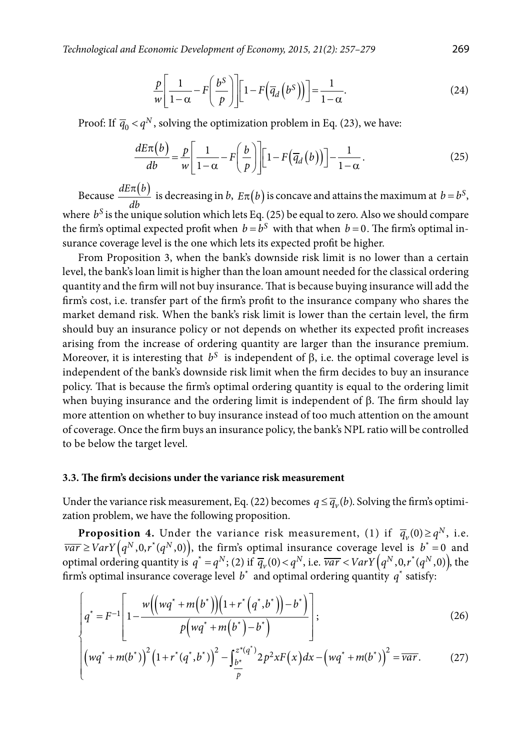$$\frac{p}{w}\left[\frac{1}{1-\alpha}-F\left(\frac{b^S}{p}\right)\right]\left[1-F\left(\overline{q}_d\left(b^S\right)\right)\right]=\frac{1}{1-\alpha}. \tag{24}$$

Proof: If $\overline{q}_0 < q^N$, solving the optimization problem in Eq. (23), we have:

$$\frac{dE\pi(b)}{db}=\frac{p}{w}\left[\frac{1}{1-\alpha}-F\left(\frac{b}{p}\right)\right]\left[1-F\left(\overline{q}_d(b)\right)\right]-\frac{1}{1-\alpha}. \tag{25}$$

Because $\frac{dE\pi(b)}{db}$ is decreasing in $b$, $E\pi(b)$ is concave and attains the maximum at $b=b^S$, where $b^S$ is the unique solution which lets Eq. (25) be equal to zero. Also we should compare the firm's optimal expected profit when $b=b^S$ with that when $b=0$. The firm's optimal insurance coverage level is the one which lets its expected profit be higher.

From Proposition 3, when the bank's downside risk limit is no lower than a certain level, the bank's loan limit is higher than the loan amount needed for the classical ordering quantity and the firm will not buy insurance. That is because buying insurance will add the firm's cost, i.e. transfer part of the firm's profit to the insurance company who shares the market demand risk. When the bank's risk limit is lower than the certain level, the firm should buy an insurance policy or not depends on whether its expected profit increases arising from the increase of ordering quantity are larger than the insurance premium. Moreover, it is interesting that $b^S$ is independent of β, i.e. the optimal coverage level is independent of the bank's downside risk limit when the firm decides to buy an insurance policy. That is because the firm's optimal ordering quantity is equal to the ordering limit when buying insurance and the ordering limit is independent of β. The firm should lay more attention on whether to buy insurance instead of too much attention on the amount of coverage. Once the firm buys an insurance policy, the bank's NPL ratio will be controlled to be below the target level.

### 3.3. The firm's decisions under the variance risk measurement

Under the variance risk measurement, Eq. (22) becomes $q \le \overline{q}_v(b)$. Solving the firm's optimization problem, we have the following proposition.

**Proposition 4.** Under the variance risk measurement, (1) if $\overline{q}_v(0) \ge q^N$, i.e. $\overline{var} \ge VarY\left(q^N,0,r^*(q^N,0)\right)$, the firm's optimal insurance coverage level is $b^*=0$ and optimal ordering quantity is $q^*=q^N$; (2) if $\overline{q}_v(0) < q^N$, i.e. $\overline{var} < VarY\left(q^N,0,r^*(q^N,0)\right)$, the firm's optimal insurance coverage level $b^*$ and optimal ordering quantity $q^*$ satisfy:

$$\begin{cases} q^*=F^{-1}\left[1-\dfrac{w\left(\left(wq^*+m\left(b^*\right)\right)\left(1+r^*\left(q^*,b^*\right)\right)-b^*\right)}{p\left(wq^*+m\left(b^*\right)-b^*\right)}\right]; & (26)\\[2ex] \left(wq^*+m(b^*)\right)^2\left(1+r^*(q^*,b^*)\right)^2-\displaystyle\int_{\frac{b^*}{p}}^{z^*(q^*)}2p^2xF(x)dx-\left(wq^*+m(b^*)\right)^2=\overline{var}. & (27)\end{cases}$$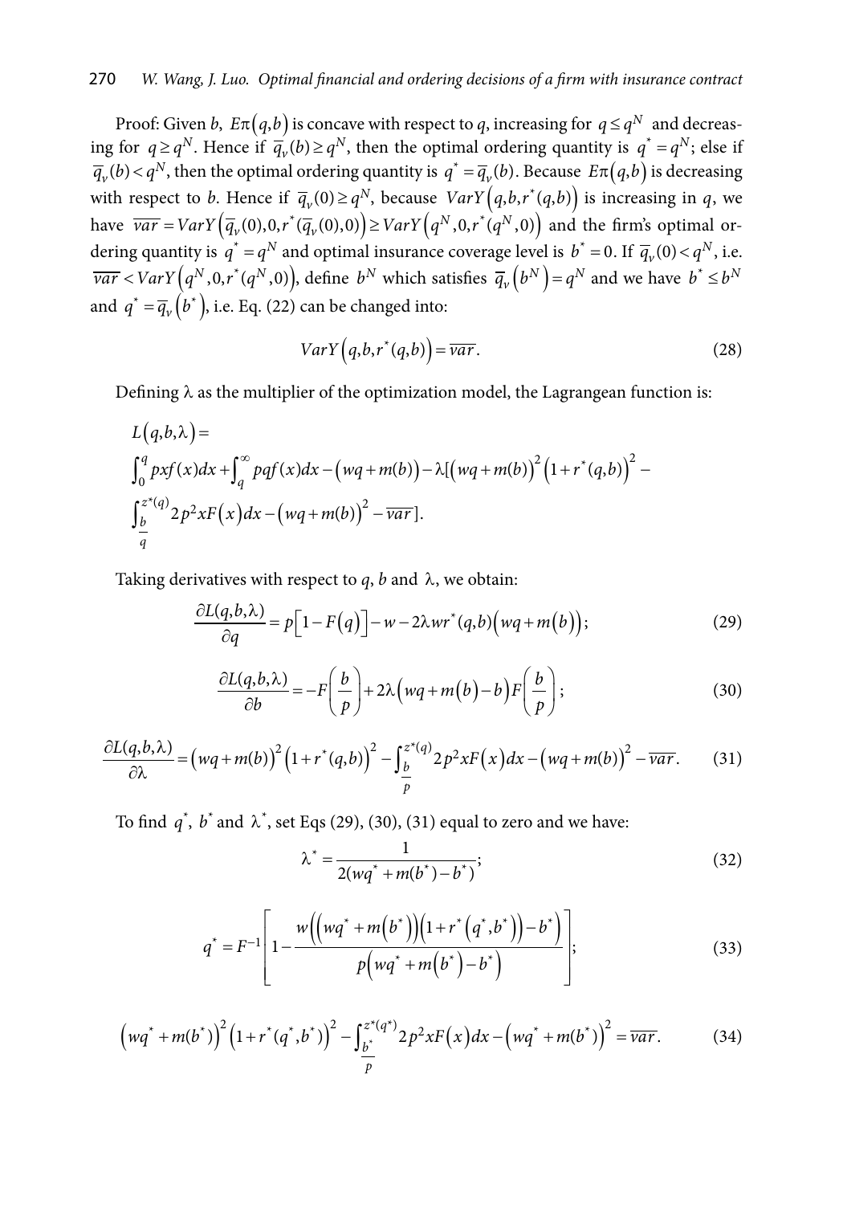Proof: Given $b$, $E\pi(q,b)$ is concave with respect to $q$, increasing for $q \le q^N$ and decreasing for $q \ge q^N$. Hence if $\overline{q}_v(b) \ge q^N$, then the optimal ordering quantity is $q^* = q^N$; else if $\overline{q}_v(b) < q^N$, then the optimal ordering quantity is $q^* = \overline{q}_v(b)$. Because $E\pi(q,b)$ is decreasing with respect to $b$. Hence if $\overline{q}_v(0) \ge q^N$, because $VarY\left(q,b,r^*(q,b)\right)$ is increasing in $q$, we have $\overline{var} = VarY\left(\overline{q}_v(0),0,r^*(\overline{q}_v(0),0)\right) \ge VarY\left(q^N,0,r^*(q^N,0)\right)$ and the firm's optimal ordering quantity is $q^* = q^N$ and optimal insurance coverage level is $b^* = 0$. If $\overline{q}_v(0) < q^N$, i.e. $\overline{var} < VarY\left(q^N,0,r^*(q^N,0)\right)$, define $b^N$ which satisfies $\overline{q}_v\left(b^N\right) = q^N$ and we have $b^* \le b^N$ and $q^* = \overline{q}_v\left(b^*\right)$, i.e. Eq. (22) can be changed into:

$$VarY\left(q,b,r^*(q,b)\right) = \overline{var}. \tag{28}$$

Defining $\lambda$ as the multiplier of the optimization model, the Lagrangean function is:

$$L(q,b,\lambda) =$$
$$\int_0^q pxf(x)dx + \int_q^\infty pqf(x)dx - \left(wq + m(b)\right) - \lambda[\left(wq + m(b)\right)^2\left(1 + r^*(q,b)\right)^2 -$$
$$\int_{\frac{b}{q}}^{z^*(q)} 2p^2 xF\left(x\right)dx - \left(wq + m(b)\right)^2 - \overline{var}].$$

Taking derivatives with respect to $q$, $b$ and $\lambda$, we obtain:

$$\frac{\partial L(q,b,\lambda)}{\partial q} = p\left[1 - F\left(q\right)\right] - w - 2\lambda wr^*(q,b)\left(wq + m\left(b\right)\right); \tag{29}$$

$$\frac{\partial L(q,b,\lambda)}{\partial b} = -F\left(\frac{b}{p}\right) + 2\lambda\left(wq + m\left(b\right) - b\right)F\left(\frac{b}{p}\right); \tag{30}$$

$$\frac{\partial L(q,b,\lambda)}{\partial \lambda} = \left(wq + m(b)\right)^2\left(1 + r^*(q,b)\right)^2 - \int_{\frac{b}{p}}^{z^*(q)} 2p^2 xF\left(x\right)dx - \left(wq + m(b)\right)^2 - \overline{var}. \tag{31}$$

To find $q^*$, $b^*$ and $\lambda^*$, set Eqs (29), (30), (31) equal to zero and we have:

$$\lambda^* = \frac{1}{2(wq^* + m(b^*) - b^*)}; \tag{32}$$

$$q^* = F^{-1}\left[1 - \frac{w\left(\left(wq^* + m\left(b^*\right)\right)\left(1 + r^*\left(q^*,b^*\right)\right) - b^*\right)}{p\left(wq^* + m\left(b^*\right) - b^*\right)}\right]; \tag{33}$$

$$\left(wq^* + m(b^*)\right)^2\left(1 + r^*(q^*,b^*)\right)^2 - \int_{\frac{b^*}{p}}^{z^*(q^*)} 2p^2 xF\left(x\right)dx - \left(wq^* + m(b^*)\right)^2 = \overline{var}. \tag{34}$$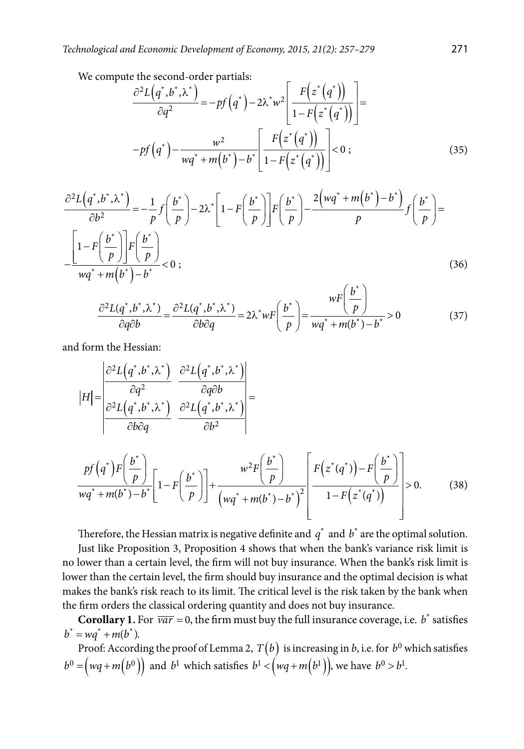We compute the second-order partials:

$$\frac{\partial^2 L\left(q^*,b^*,\lambda^*\right)}{\partial q^2} = -pf\left(q^*\right) - 2\lambda^* w^2 \left[\frac{F\left(z^*\left(q^*\right)\right)}{1-F\left(z^*\left(q^*\right)\right)}\right] =$$

$$-pf\left(q^*\right) - \frac{w^2}{wq^* + m\left(b^*\right) - b^*}\left[\frac{F\left(z^*\left(q^*\right)\right)}{1-F\left(z^*\left(q^*\right)\right)}\right] < 0 \, ; \tag{35}$$

$$\frac{\partial^2 L\left(q^*,b^*,\lambda^*\right)}{\partial b^2} = -\frac{1}{p} f\left(\frac{b^*}{p}\right) - 2\lambda^*\left[1-F\left(\frac{b^*}{p}\right)\right]F\left(\frac{b^*}{p}\right) - \frac{2\left(wq^*+m\left(b^*\right)-b^*\right)}{p} f\left(\frac{b^*}{p}\right) =$$

$$-\frac{\left[1-F\left(\frac{b^*}{p}\right)\right]F\left(\frac{b^*}{p}\right)}{wq^*+m\left(b^*\right)-b^*} < 0 \, ; \tag{36}$$

$$\frac{\partial^2 L(q^*,b^*,\lambda^*)}{\partial q \partial b} = \frac{\partial^2 L(q^*,b^*,\lambda^*)}{\partial b \partial q} = 2\lambda^* wF\left(\frac{b^*}{p}\right) = \frac{wF\left(\frac{b^*}{p}\right)}{wq^*+m(b^*)-b^*} > 0 \tag{37}$$

and form the Hessian:

$$|H| = \begin{vmatrix} \frac{\partial^2 L\left(q^*,b^*,\lambda^*\right)}{\partial q^2} & \frac{\partial^2 L\left(q^*,b^*,\lambda^*\right)}{\partial q \partial b} \\ \frac{\partial^2 L\left(q^*,b^*,\lambda^*\right)}{\partial b \partial q} & \frac{\partial^2 L\left(q^*,b^*,\lambda^*\right)}{\partial b^2} \end{vmatrix} =$$

$$\frac{pf\left(q^*\right)F\left(\frac{b^*}{p}\right)}{wq^*+m(b^*)-b^*}\left[1-F\left(\frac{b^*}{p}\right)\right] + \frac{w^2 F\left(\frac{b^*}{p}\right)}{\left(wq^*+m(b^*)-b^*\right)^2}\left[\frac{F\left(z^*(q^*)\right)-F\left(\frac{b^*}{p}\right)}{1-F\left(z^*(q^*)\right)}\right] > 0. \tag{38}$$

Therefore, the Hessian matrix is negative definite and $q^*$ and $b^*$ are the optimal solution.

Just like Proposition 3, Proposition 4 shows that when the bank's variance risk limit is no lower than a certain level, the firm will not buy insurance. When the bank's risk limit is lower than the certain level, the firm should buy insurance and the optimal decision is what makes the bank's risk reach to its limit. The critical level is the risk taken by the bank when the firm orders the classical ordering quantity and does not buy insurance.

**Corollary 1.** For $\overline{var} = 0$, the firm must buy the full insurance coverage, i.e. $b^*$ satisfies $b^* = wq^* + m(b^*)$.

Proof: According the proof of Lemma 2, $T\left(b\right)$ is increasing in $b$, i.e. for $b^0$ which satisfies $b^0 = \left(wq + m\left(b^0\right)\right)$ and $b^1$ which satisfies $b^1 < \left(wq + m\left(b^1\right)\right)$, we have $b^0 > b^1$.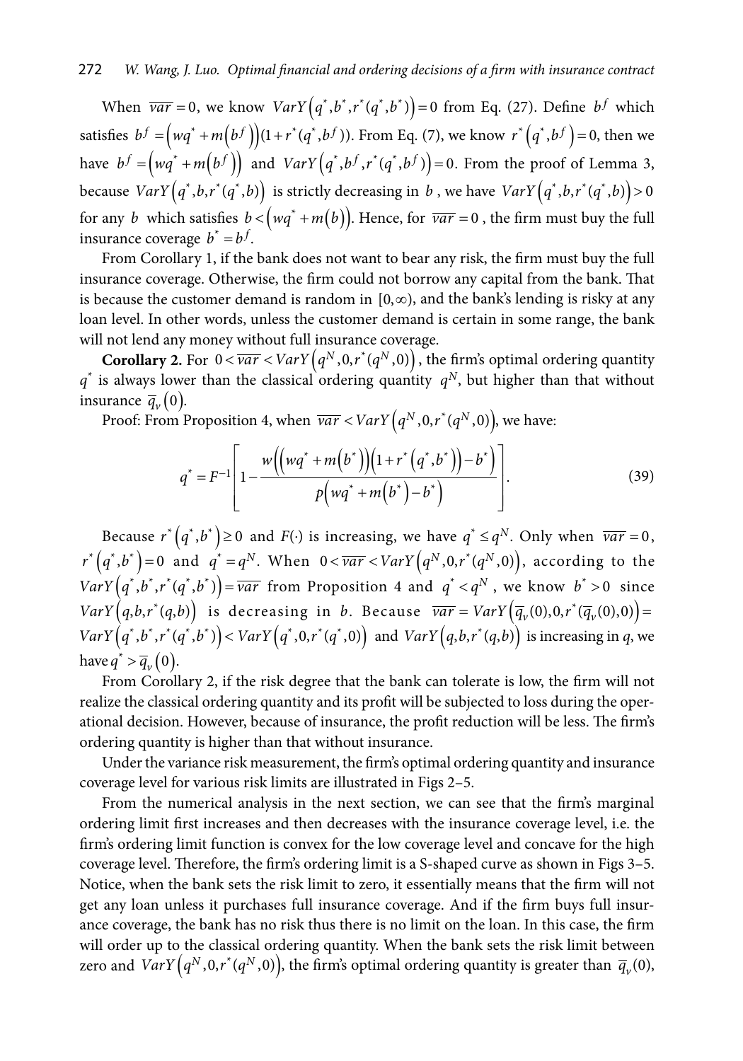When $\overline{var}=0$, we know $VarY\left(q^*,b^*,r^*(q^*,b^*)\right)=0$ from Eq. (27). Define $b^f$ which satisfies $b^f=\left(wq^*+m\left(b^f\right)\right)(1+r^*(q^*,b^f))$. From Eq. (7), we know $r^*\left(q^*,b^f\right)=0$, then we have $b^f=\left(wq^*+m\left(b^f\right)\right)$ and $VarY\left(q^*,b^f,r^*(q^*,b^f)\right)=0$. From the proof of Lemma 3, because $VarY\left(q^*,b,r^*(q^*,b)\right)$ is strictly decreasing in $b$, we have $VarY\left(q^*,b,r^*(q^*,b)\right)>0$ for any $b$ which satisfies $b<\left(wq^*+m(b)\right)$. Hence, for $\overline{var}=0$, the firm must buy the full insurance coverage $b^*=b^f$.

From Corollary 1, if the bank does not want to bear any risk, the firm must buy the full insurance coverage. Otherwise, the firm could not borrow any capital from the bank. That is because the customer demand is random in $[0,\infty)$, and the bank's lending is risky at any loan level. In other words, unless the customer demand is certain in some range, the bank will not lend any money without full insurance coverage.

**Corollary 2.** For $0<\overline{var}<VarY\left(q^N,0,r^*(q^N,0)\right)$, the firm's optimal ordering quantity $q^*$ is always lower than the classical ordering quantity $q^N$, but higher than that without insurance $\overline{q}_v(0)$.

Proof: From Proposition 4, when $\overline{var}<VarY\left(q^N,0,r^*(q^N,0)\right)$, we have:

$$q^*=F^{-1}\left[1-\frac{w\left(\left(wq^*+m\left(b^*\right)\right)\left(1+r^*\left(q^*,b^*\right)\right)-b^*\right)}{p\left(wq^*+m\left(b^*\right)-b^*\right)}\right]. \tag{39}$$

Because $r^*\left(q^*,b^*\right)\geq 0$ and $F(\cdot)$ is increasing, we have $q^*\leq q^N$. Only when $\overline{var}=0$, $r^*\left(q^*,b^*\right)=0$ and $q^*=q^N$. When $0<\overline{var}<VarY\left(q^N,0,r^*(q^N,0)\right)$, according to the $VarY\left(q^*,b^*,r^*(q^*,b^*)\right)=\overline{var}$ from Proposition 4 and $q^*<q^N$, we know $b^*>0$ since $VarY\left(q,b,r^*(q,b)\right)$ is decreasing in $b$. Because $\overline{var}=VarY\left(\overline{q}_v(0),0,r^*(\overline{q}_v(0),0)\right)=VarY\left(q^*,b^*,r^*(q^*,b^*)\right)<VarY\left(q^*,0,r^*(q^*,0)\right)$ and $VarY\left(q,b,r^*(q,b)\right)$ is increasing in $q$, we have $q^*>\overline{q}_v(0)$.

From Corollary 2, if the risk degree that the bank can tolerate is low, the firm will not realize the classical ordering quantity and its profit will be subjected to loss during the operational decision. However, because of insurance, the profit reduction will be less. The firm's ordering quantity is higher than that without insurance.

Under the variance risk measurement, the firm's optimal ordering quantity and insurance coverage level for various risk limits are illustrated in Figs 2–5.

From the numerical analysis in the next section, we can see that the firm's marginal ordering limit first increases and then decreases with the insurance coverage level, i.e. the firm's ordering limit function is convex for the low coverage level and concave for the high coverage level. Therefore, the firm's ordering limit is a S-shaped curve as shown in Figs 3–5. Notice, when the bank sets the risk limit to zero, it essentially means that the firm will not get any loan unless it purchases full insurance coverage. And if the firm buys full insurance coverage, the bank has no risk thus there is no limit on the loan. In this case, the firm will order up to the classical ordering quantity. When the bank sets the risk limit between zero and $VarY\left(q^N,0,r^*(q^N,0)\right)$, the firm's optimal ordering quantity is greater than $\overline{q}_v(0)$,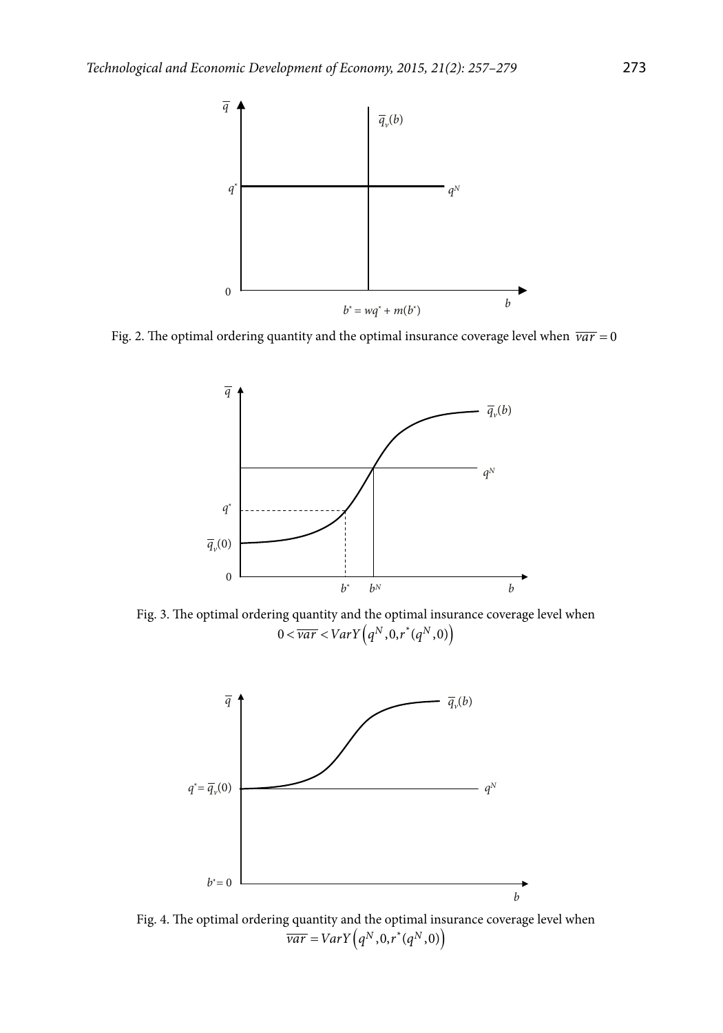Fig. 2. The optimal ordering quantity and the optimal insurance coverage level when $\overline{var} = 0$

Fig. 3. The optimal ordering quantity and the optimal insurance coverage level when $0 < \overline{var} < VarY\left(q^N, 0, r^*(q^N, 0)\right)$

Fig. 4. The optimal ordering quantity and the optimal insurance coverage level when $\overline{var} = VarY\left(q^N, 0, r^*(q^N, 0)\right)$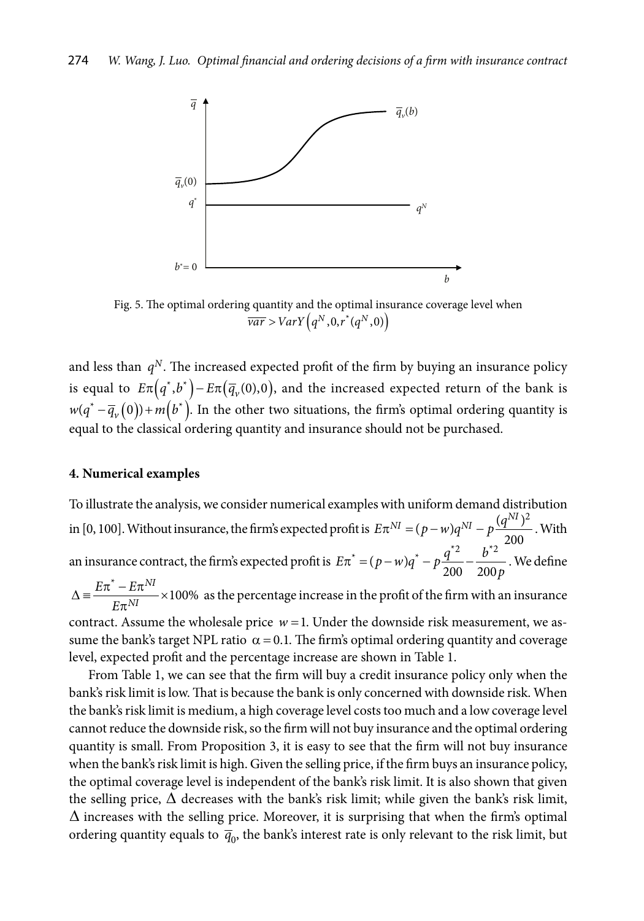Fig. 5. The optimal ordering quantity and the optimal insurance coverage level when $\overline{var} > VarY\left(q^N, 0, r^*(q^N, 0)\right)$

and less than $q^N$. The increased expected profit of the firm by buying an insurance policy is equal to $E\pi\left(q^*, b^*\right) - E\pi\left(\overline{q}_v(0), 0\right)$, and the increased expected return of the bank is $w(q^* - \overline{q}_v(0)) + m\left(b^*\right)$. In the other two situations, the firm's optimal ordering quantity is equal to the classical ordering quantity and insurance should not be purchased.

**4. Numerical examples**

To illustrate the analysis, we consider numerical examples with uniform demand distribution in [0, 100]. Without insurance, the firm's expected profit is $E\pi^{NI} = (p - w)q^{NI} - p\dfrac{(q^{NI})^2}{200}$. With an insurance contract, the firm's expected profit is $E\pi^* = (p - w)q^* - p\dfrac{q^{*2}}{200} - \dfrac{b^{*2}}{200p}$. We define $\Delta \equiv \dfrac{E\pi^* - E\pi^{NI}}{E\pi^{NI}} \times 100\%$ as the percentage increase in the profit of the firm with an insurance contract. Assume the wholesale price $w = 1$. Under the downside risk measurement, we assume the bank's target NPL ratio $\alpha = 0.1$. The firm's optimal ordering quantity and coverage level, expected profit and the percentage increase are shown in Table 1.

From Table 1, we can see that the firm will buy a credit insurance policy only when the bank's risk limit is low. That is because the bank is only concerned with downside risk. When the bank's risk limit is medium, a high coverage level costs too much and a low coverage level cannot reduce the downside risk, so the firm will not buy insurance and the optimal ordering quantity is small. From Proposition 3, it is easy to see that the firm will not buy insurance when the bank's risk limit is high. Given the selling price, if the firm buys an insurance policy, the optimal coverage level is independent of the bank's risk limit. It is also shown that given the selling price, $\Delta$ decreases with the bank's risk limit; while given the bank's risk limit, $\Delta$ increases with the selling price. Moreover, it is surprising that when the firm's optimal ordering quantity equals to $\overline{q}_0$, the bank's interest rate is only relevant to the risk limit, but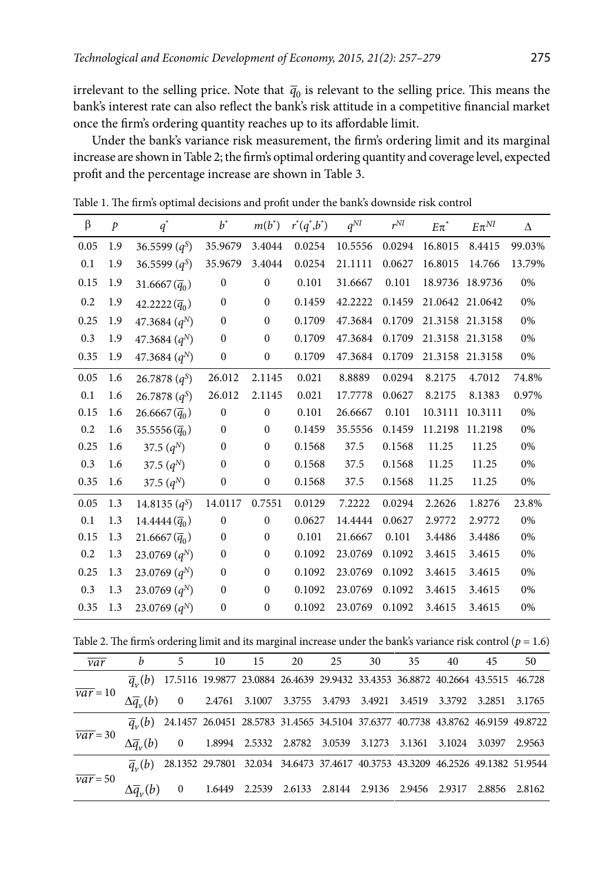irrelevant to the selling price. Note that $\overline{q}_0$ is relevant to the selling price. This means the bank's interest rate can also reflect the bank's risk attitude in a competitive financial market once the firm's ordering quantity reaches up to its affordable limit.

Under the bank's variance risk measurement, the firm's ordering limit and its marginal increase are shown in Table 2; the firm's optimal ordering quantity and coverage level, expected profit and the percentage increase are shown in Table 3.

Table 1. The firm's optimal decisions and profit under the bank's downside risk control

| $\beta$ | $p$ | $q^*$ | $b^*$ | $m(b^*)$ | $r^*(q^*,b^*)$ | $q^{NI}$ | $r^{NI}$ | $E\pi^*$ | $E\pi^{NI}$ | $\Delta$ |
|---|---|---|---|---|---|---|---|---|---|---|
| 0.05 | 1.9 | 36.5599 ($q^S$) | 35.9679 | 3.4044 | 0.0254 | 10.5556 | 0.0294 | 16.8015 | 8.4415 | 99.03% |
| 0.1 | 1.9 | 36.5599 ($q^S$) | 35.9679 | 3.4044 | 0.0254 | 21.1111 | 0.0627 | 16.8015 | 14.766 | 13.79% |
| 0.15 | 1.9 | 31.6667 ($\overline{q}_0$) | 0 | 0 | 0.101 | 31.6667 | 0.101 | 18.9736 | 18.9736 | 0% |
| 0.2 | 1.9 | 42.2222 ($\overline{q}_0$) | 0 | 0 | 0.1459 | 42.2222 | 0.1459 | 21.0642 | 21.0642 | 0% |
| 0.25 | 1.9 | 47.3684 ($q^N$) | 0 | 0 | 0.1709 | 47.3684 | 0.1709 | 21.3158 | 21.3158 | 0% |
| 0.3 | 1.9 | 47.3684 ($q^N$) | 0 | 0 | 0.1709 | 47.3684 | 0.1709 | 21.3158 | 21.3158 | 0% |
| 0.35 | 1.9 | 47.3684 ($q^N$) | 0 | 0 | 0.1709 | 47.3684 | 0.1709 | 21.3158 | 21.3158 | 0% |
| 0.05 | 1.6 | 26.7878 ($q^S$) | 26.012 | 2.1145 | 0.021 | 8.8889 | 0.0294 | 8.2175 | 4.7012 | 74.8% |
| 0.1 | 1.6 | 26.7878 ($q^S$) | 26.012 | 2.1145 | 0.021 | 17.7778 | 0.0627 | 8.2175 | 8.1383 | 0.97% |
| 0.15 | 1.6 | 26.6667 ($\overline{q}_0$) | 0 | 0 | 0.101 | 26.6667 | 0.101 | 10.3111 | 10.3111 | 0% |
| 0.2 | 1.6 | 35.5556 ($\overline{q}_0$) | 0 | 0 | 0.1459 | 35.5556 | 0.1459 | 11.2198 | 11.2198 | 0% |
| 0.25 | 1.6 | 37.5 ($q^N$) | 0 | 0 | 0.1568 | 37.5 | 0.1568 | 11.25 | 11.25 | 0% |
| 0.3 | 1.6 | 37.5 ($q^N$) | 0 | 0 | 0.1568 | 37.5 | 0.1568 | 11.25 | 11.25 | 0% |
| 0.35 | 1.6 | 37.5 ($q^N$) | 0 | 0 | 0.1568 | 37.5 | 0.1568 | 11.25 | 11.25 | 0% |
| 0.05 | 1.3 | 14.8135 ($q^S$) | 14.0117 | 0.7551 | 0.0129 | 7.2222 | 0.0294 | 2.2626 | 1.8276 | 23.8% |
| 0.1 | 1.3 | 14.4444 ($\overline{q}_0$) | 0 | 0 | 0.0627 | 14.4444 | 0.0627 | 2.9772 | 2.9772 | 0% |
| 0.15 | 1.3 | 21.6667 ($\overline{q}_0$) | 0 | 0 | 0.101 | 21.6667 | 0.101 | 3.4486 | 3.4486 | 0% |
| 0.2 | 1.3 | 23.0769 ($q^N$) | 0 | 0 | 0.1092 | 23.0769 | 0.1092 | 3.4615 | 3.4615 | 0% |
| 0.25 | 1.3 | 23.0769 ($q^N$) | 0 | 0 | 0.1092 | 23.0769 | 0.1092 | 3.4615 | 3.4615 | 0% |
| 0.3 | 1.3 | 23.0769 ($q^N$) | 0 | 0 | 0.1092 | 23.0769 | 0.1092 | 3.4615 | 3.4615 | 0% |
| 0.35 | 1.3 | 23.0769 ($q^N$) | 0 | 0 | 0.1092 | 23.0769 | 0.1092 | 3.4615 | 3.4615 | 0% |

Table 2. The firm's ordering limit and its marginal increase under the bank's variance risk control ($p$ = 1.6)

| $\overline{var}$ | $b$ | 5 | 10 | 15 | 20 | 25 | 30 | 35 | 40 | 45 | 50 |
|---|---|---|---|---|---|---|---|---|---|---|---|
| $\overline{var} = 10$ | $\overline{q}_v(b)$ | 17.5116 | 19.9877 | 23.0884 | 26.4639 | 29.9432 | 33.4353 | 36.8872 | 40.2664 | 43.5515 | 46.728 |
| | $\Delta\overline{q}_v(b)$ | 0 | 2.4761 | 3.1007 | 3.3755 | 3.4793 | 3.4921 | 3.4519 | 3.3792 | 3.2851 | 3.1765 |
| $\overline{var} = 30$ | $\overline{q}_v(b)$ | 24.1457 | 26.0451 | 28.5783 | 31.4565 | 34.5104 | 37.6377 | 40.7738 | 43.8762 | 46.9159 | 49.8722 |
| | $\Delta\overline{q}_v(b)$ | 0 | 1.8994 | 2.5332 | 2.8782 | 3.0539 | 3.1273 | 3.1361 | 3.1024 | 3.0397 | 2.9563 |
| $\overline{var} = 50$ | $\overline{q}_v(b)$ | 28.1352 | 29.7801 | 32.034 | 34.6473 | 37.4617 | 40.3753 | 43.3209 | 46.2526 | 49.1382 | 51.9544 |
| | $\Delta\overline{q}_v(b)$ | 0 | 1.6449 | 2.2539 | 2.6133 | 2.8144 | 2.9136 | 2.9456 | 2.9317 | 2.8856 | 2.8162 |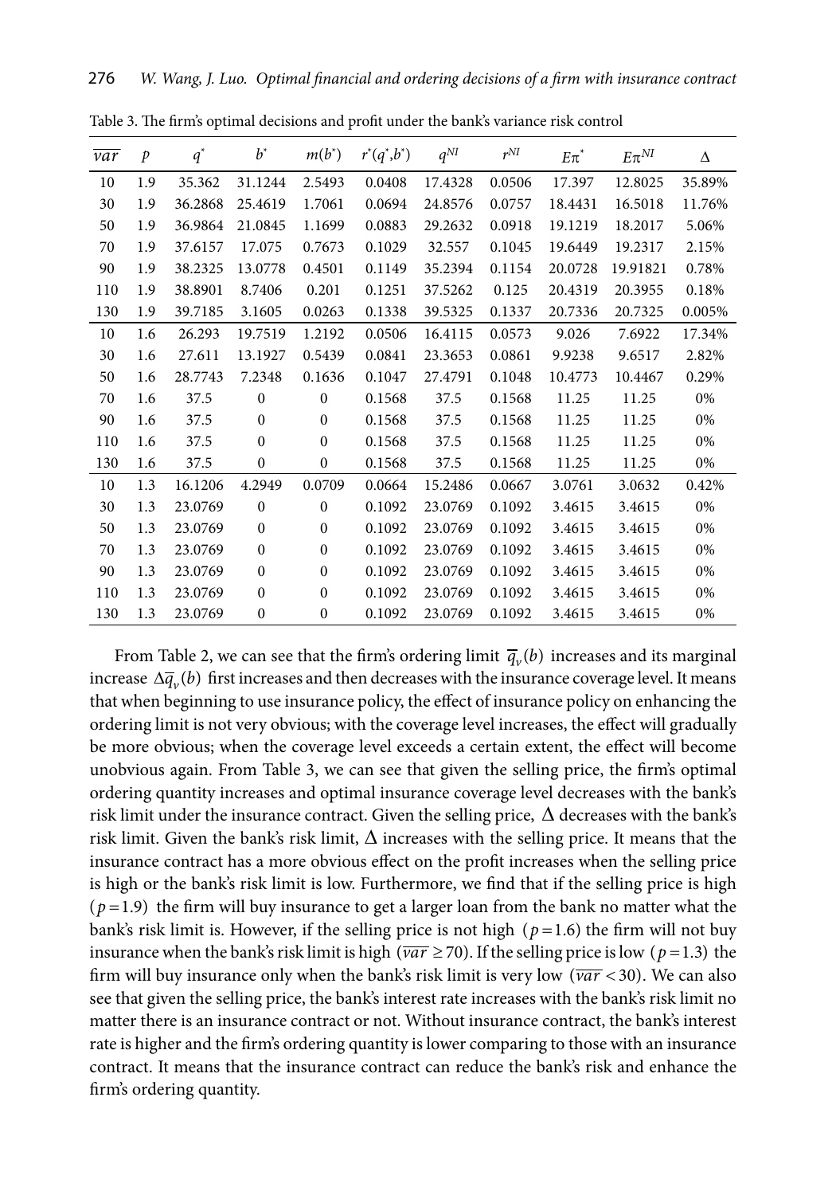Table 3. The firm's optimal decisions and profit under the bank's variance risk control

| $\overline{var}$ | $p$ | $q^*$ | $b^*$ | $m(b^*)$ | $r^*(q^*,b^*)$ | $q^{NI}$ | $r^{NI}$ | $E\pi^*$ | $E\pi^{NI}$ | $\Delta$ |
|---|---|---|---|---|---|---|---|---|---|---|
| 10 | 1.9 | 35.362 | 31.1244 | 2.5493 | 0.0408 | 17.4328 | 0.0506 | 17.397 | 12.8025 | 35.89% |
| 30 | 1.9 | 36.2868 | 25.4619 | 1.7061 | 0.0694 | 24.8576 | 0.0757 | 18.4431 | 16.5018 | 11.76% |
| 50 | 1.9 | 36.9864 | 21.0845 | 1.1699 | 0.0883 | 29.2632 | 0.0918 | 19.1219 | 18.2017 | 5.06% |
| 70 | 1.9 | 37.6157 | 17.075 | 0.7673 | 0.1029 | 32.557 | 0.1045 | 19.6449 | 19.2317 | 2.15% |
| 90 | 1.9 | 38.2325 | 13.0778 | 0.4501 | 0.1149 | 35.2394 | 0.1154 | 20.0728 | 19.91821 | 0.78% |
| 110 | 1.9 | 38.8901 | 8.7406 | 0.201 | 0.1251 | 37.5262 | 0.125 | 20.4319 | 20.3955 | 0.18% |
| 130 | 1.9 | 39.7185 | 3.1605 | 0.0263 | 0.1338 | 39.5325 | 0.1337 | 20.7336 | 20.7325 | 0.005% |
| 10 | 1.6 | 26.293 | 19.7519 | 1.2192 | 0.0506 | 16.4115 | 0.0573 | 9.026 | 7.6922 | 17.34% |
| 30 | 1.6 | 27.611 | 13.1927 | 0.5439 | 0.0841 | 23.3653 | 0.0861 | 9.9238 | 9.6517 | 2.82% |
| 50 | 1.6 | 28.7743 | 7.2348 | 0.1636 | 0.1047 | 27.4791 | 0.1048 | 10.4773 | 10.4467 | 0.29% |
| 70 | 1.6 | 37.5 | 0 | 0 | 0.1568 | 37.5 | 0.1568 | 11.25 | 11.25 | 0% |
| 90 | 1.6 | 37.5 | 0 | 0 | 0.1568 | 37.5 | 0.1568 | 11.25 | 11.25 | 0% |
| 110 | 1.6 | 37.5 | 0 | 0 | 0.1568 | 37.5 | 0.1568 | 11.25 | 11.25 | 0% |
| 130 | 1.6 | 37.5 | 0 | 0 | 0.1568 | 37.5 | 0.1568 | 11.25 | 11.25 | 0% |
| 10 | 1.3 | 16.1206 | 4.2949 | 0.0709 | 0.0664 | 15.2486 | 0.0667 | 3.0761 | 3.0632 | 0.42% |
| 30 | 1.3 | 23.0769 | 0 | 0 | 0.1092 | 23.0769 | 0.1092 | 3.4615 | 3.4615 | 0% |
| 50 | 1.3 | 23.0769 | 0 | 0 | 0.1092 | 23.0769 | 0.1092 | 3.4615 | 3.4615 | 0% |
| 70 | 1.3 | 23.0769 | 0 | 0 | 0.1092 | 23.0769 | 0.1092 | 3.4615 | 3.4615 | 0% |
| 90 | 1.3 | 23.0769 | 0 | 0 | 0.1092 | 23.0769 | 0.1092 | 3.4615 | 3.4615 | 0% |
| 110 | 1.3 | 23.0769 | 0 | 0 | 0.1092 | 23.0769 | 0.1092 | 3.4615 | 3.4615 | 0% |
| 130 | 1.3 | 23.0769 | 0 | 0 | 0.1092 | 23.0769 | 0.1092 | 3.4615 | 3.4615 | 0% |

From Table 2, we can see that the firm's ordering limit $\overline{q}_v(b)$ increases and its marginal increase $\Delta\overline{q}_v(b)$ first increases and then decreases with the insurance coverage level. It means that when beginning to use insurance policy, the effect of insurance policy on enhancing the ordering limit is not very obvious; with the coverage level increases, the effect will gradually be more obvious; when the coverage level exceeds a certain extent, the effect will become unobvious again. From Table 3, we can see that given the selling price, the firm's optimal ordering quantity increases and optimal insurance coverage level decreases with the bank's risk limit under the insurance contract. Given the selling price, $\Delta$ decreases with the bank's risk limit. Given the bank's risk limit, $\Delta$ increases with the selling price. It means that the insurance contract has a more obvious effect on the profit increases when the selling price is high or the bank's risk limit is low. Furthermore, we find that if the selling price is high ($p=1.9$) the firm will buy insurance to get a larger loan from the bank no matter what the bank's risk limit is. However, if the selling price is not high ($p=1.6$) the firm will not buy insurance when the bank's risk limit is high ($\overline{var}\geq 70$). If the selling price is low ($p=1.3$) the firm will buy insurance only when the bank's risk limit is very low ($\overline{var}<30$). We can also see that given the selling price, the bank's interest rate increases with the bank's risk limit no matter there is an insurance contract or not. Without insurance contract, the bank's interest rate is higher and the firm's ordering quantity is lower comparing to those with an insurance contract. It means that the insurance contract can reduce the bank's risk and enhance the firm's ordering quantity.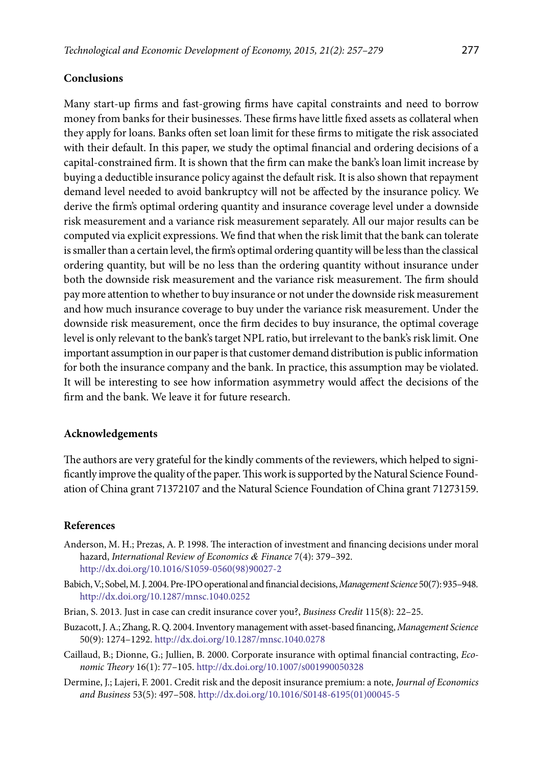## Conclusions

Many start-up firms and fast-growing firms have capital constraints and need to borrow money from banks for their businesses. These firms have little fixed assets as collateral when they apply for loans. Banks often set loan limit for these firms to mitigate the risk associated with their default. In this paper, we study the optimal financial and ordering decisions of a capital-constrained firm. It is shown that the firm can make the bank's loan limit increase by buying a deductible insurance policy against the default risk. It is also shown that repayment demand level needed to avoid bankruptcy will not be affected by the insurance policy. We derive the firm's optimal ordering quantity and insurance coverage level under a downside risk measurement and a variance risk measurement separately. All our major results can be computed via explicit expressions. We find that when the risk limit that the bank can tolerate is smaller than a certain level, the firm's optimal ordering quantity will be less than the classical ordering quantity, but will be no less than the ordering quantity without insurance under both the downside risk measurement and the variance risk measurement. The firm should pay more attention to whether to buy insurance or not under the downside risk measurement and how much insurance coverage to buy under the variance risk measurement. Under the downside risk measurement, once the firm decides to buy insurance, the optimal coverage level is only relevant to the bank's target NPL ratio, but irrelevant to the bank's risk limit. One important assumption in our paper is that customer demand distribution is public information for both the insurance company and the bank. In practice, this assumption may be violated. It will be interesting to see how information asymmetry would affect the decisions of the firm and the bank. We leave it for future research.

## Acknowledgements

The authors are very grateful for the kindly comments of the reviewers, which helped to significantly improve the quality of the paper. This work is supported by the Natural Science Foundation of China grant 71372107 and the Natural Science Foundation of China grant 71273159.

## References

Anderson, M. H.; Prezas, A. P. 1998. The interaction of investment and financing decisions under moral hazard, *International Review of Economics & Finance* 7(4): 379–392. http://dx.doi.org/10.1016/S1059-0560(98)90027-2

Babich, V.; Sobel, M. J. 2004. Pre-IPO operational and financial decisions, *Management Science* 50(7): 935–948. http://dx.doi.org/10.1287/mnsc.1040.0252

Brian, S. 2013. Just in case can credit insurance cover you?, *Business Credit* 115(8): 22–25.

Buzacott, J. A.; Zhang, R. Q. 2004. Inventory management with asset-based financing, *Management Science* 50(9): 1274–1292. http://dx.doi.org/10.1287/mnsc.1040.0278

Caillaud, B.; Dionne, G.; Jullien, B. 2000. Corporate insurance with optimal financial contracting, *Economic Theory* 16(1): 77–105. http://dx.doi.org/10.1007/s001990050328

Dermine, J.; Lajeri, F. 2001. Credit risk and the deposit insurance premium: a note, *Journal of Economics and Business* 53(5): 497–508. http://dx.doi.org/10.1016/S0148-6195(01)00045-5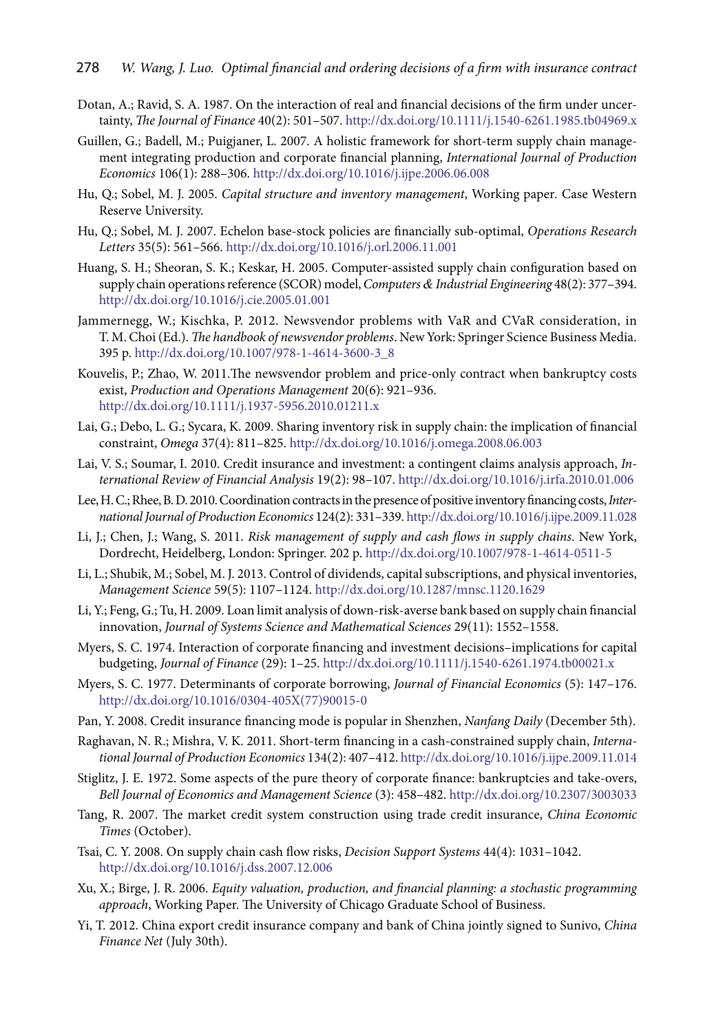Dotan, A.; Ravid, S. A. 1987. On the interaction of real and financial decisions of the firm under uncertainty, *The Journal of Finance* 40(2): 501–507. http://dx.doi.org/10.1111/j.1540-6261.1985.tb04969.x

Guillen, G.; Badell, M.; Puigjaner, L. 2007. A holistic framework for short-term supply chain management integrating production and corporate financial planning, *International Journal of Production Economics* 106(1): 288–306. http://dx.doi.org/10.1016/j.ijpe.2006.06.008

Hu, Q.; Sobel, M. J. 2005. *Capital structure and inventory management*, Working paper. Case Western Reserve University.

Hu, Q.; Sobel, M. J. 2007. Echelon base-stock policies are financially sub-optimal, *Operations Research Letters* 35(5): 561–566. http://dx.doi.org/10.1016/j.orl.2006.11.001

Huang, S. H.; Sheoran, S. K.; Keskar, H. 2005. Computer-assisted supply chain configuration based on supply chain operations reference (SCOR) model, *Computers & Industrial Engineering* 48(2): 377–394. http://dx.doi.org/10.1016/j.cie.2005.01.001

Jammernegg, W.; Kischka, P. 2012. Newsvendor problems with VaR and CVaR consideration, in T. M. Choi (Ed.). *The handbook of newsvendor problems*. New York: Springer Science Business Media. 395 p. http://dx.doi.org/10.1007/978-1-4614-3600-3_8

Kouvelis, P.; Zhao, W. 2011.The newsvendor problem and price-only contract when bankruptcy costs exist, *Production and Operations Management* 20(6): 921–936. http://dx.doi.org/10.1111/j.1937-5956.2010.01211.x

Lai, G.; Debo, L. G.; Sycara, K. 2009. Sharing inventory risk in supply chain: the implication of financial constraint, *Omega* 37(4): 811–825. http://dx.doi.org/10.1016/j.omega.2008.06.003

Lai, V. S.; Soumar, I. 2010. Credit insurance and investment: a contingent claims analysis approach, *International Review of Financial Analysis* 19(2): 98–107. http://dx.doi.org/10.1016/j.irfa.2010.01.006

Lee, H. C.; Rhee, B. D. 2010. Coordination contracts in the presence of positive inventory financing costs, *International Journal of Production Economics* 124(2): 331–339. http://dx.doi.org/10.1016/j.ijpe.2009.11.028

Li, J.; Chen, J.; Wang, S. 2011. *Risk management of supply and cash flows in supply chains*. New York, Dordrecht, Heidelberg, London: Springer. 202 p. http://dx.doi.org/10.1007/978-1-4614-0511-5

Li, L.; Shubik, M.; Sobel, M. J. 2013. Control of dividends, capital subscriptions, and physical inventories, *Management Science* 59(5): 1107–1124. http://dx.doi.org/10.1287/mnsc.1120.1629

Li, Y.; Feng, G.; Tu, H. 2009. Loan limit analysis of down-risk-averse bank based on supply chain financial innovation, *Journal of Systems Science and Mathematical Sciences* 29(11): 1552–1558.

Myers, S. C. 1974. Interaction of corporate financing and investment decisions–implications for capital budgeting, *Journal of Finance* (29): 1–25. http://dx.doi.org/10.1111/j.1540-6261.1974.tb00021.x

Myers, S. C. 1977. Determinants of corporate borrowing, *Journal of Financial Economics* (5): 147–176. http://dx.doi.org/10.1016/0304-405X(77)90015-0

Pan, Y. 2008. Credit insurance financing mode is popular in Shenzhen, *Nanfang Daily* (December 5th).

Raghavan, N. R.; Mishra, V. K. 2011. Short-term financing in a cash-constrained supply chain, *International Journal of Production Economics* 134(2): 407–412. http://dx.doi.org/10.1016/j.ijpe.2009.11.014

Stiglitz, J. E. 1972. Some aspects of the pure theory of corporate finance: bankruptcies and take-overs, *Bell Journal of Economics and Management Science* (3): 458–482. http://dx.doi.org/10.2307/3003033

Tang, R. 2007. The market credit system construction using trade credit insurance, *China Economic Times* (October).

Tsai, C. Y. 2008. On supply chain cash flow risks, *Decision Support Systems* 44(4): 1031–1042. http://dx.doi.org/10.1016/j.dss.2007.12.006

Xu, X.; Birge, J. R. 2006. *Equity valuation, production, and financial planning: a stochastic programming approach*, Working Paper. The University of Chicago Graduate School of Business.

Yi, T. 2012. China export credit insurance company and bank of China jointly signed to Sunivo, *China Finance Net* (July 30th).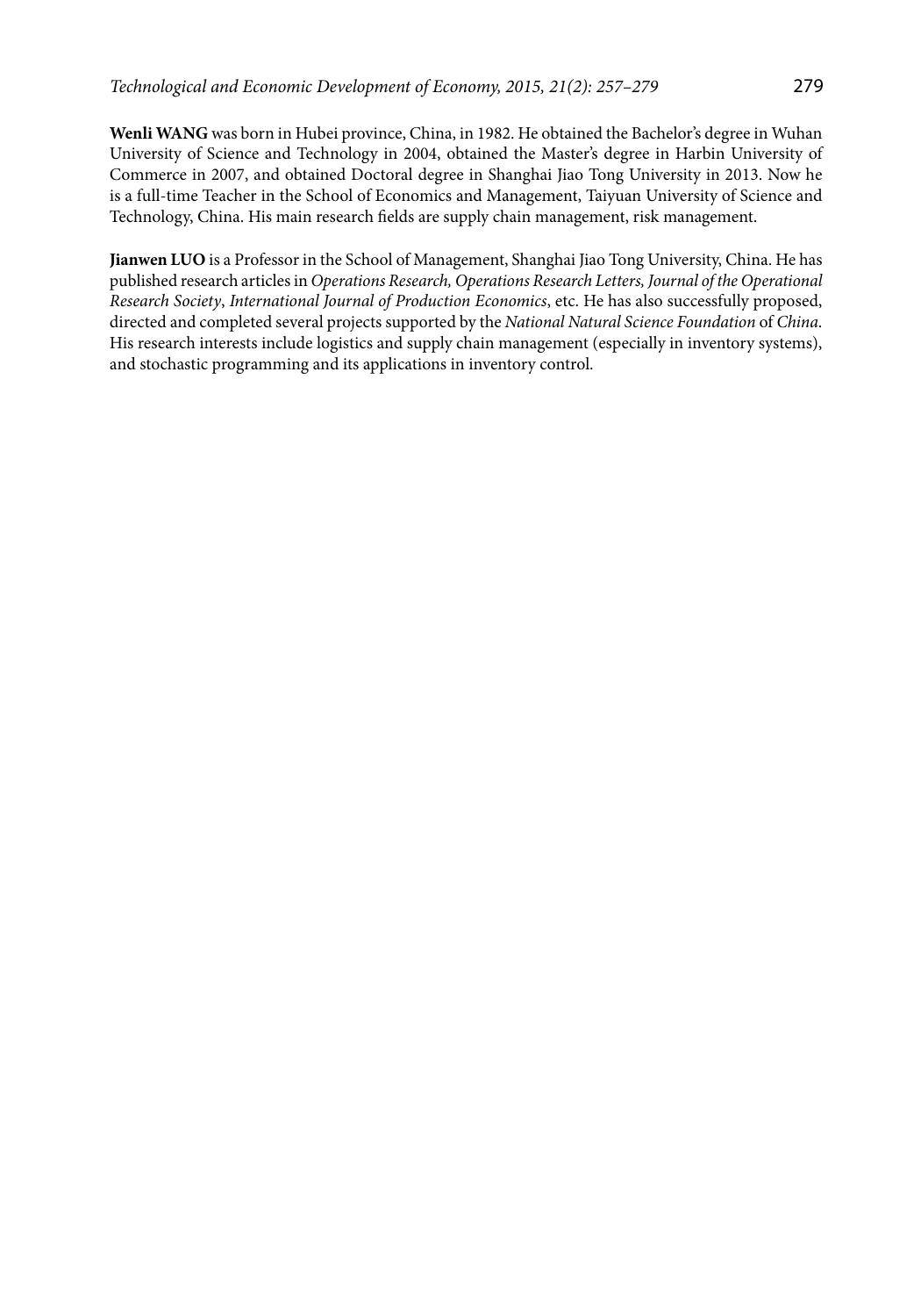**Wenli WANG** was born in Hubei province, China, in 1982. He obtained the Bachelor's degree in Wuhan University of Science and Technology in 2004, obtained the Master's degree in Harbin University of Commerce in 2007, and obtained Doctoral degree in Shanghai Jiao Tong University in 2013. Now he is a full-time Teacher in the School of Economics and Management, Taiyuan University of Science and Technology, China. His main research fields are supply chain management, risk management.

**Jianwen LUO** is a Professor in the School of Management, Shanghai Jiao Tong University, China. He has published research articles in *Operations Research, Operations Research Letters, Journal of the Operational Research Society*, *International Journal of Production Economics*, etc. He has also successfully proposed, directed and completed several projects supported by the *National Natural Science Foundation* of *China*. His research interests include logistics and supply chain management (especially in inventory systems), and stochastic programming and its applications in inventory control.